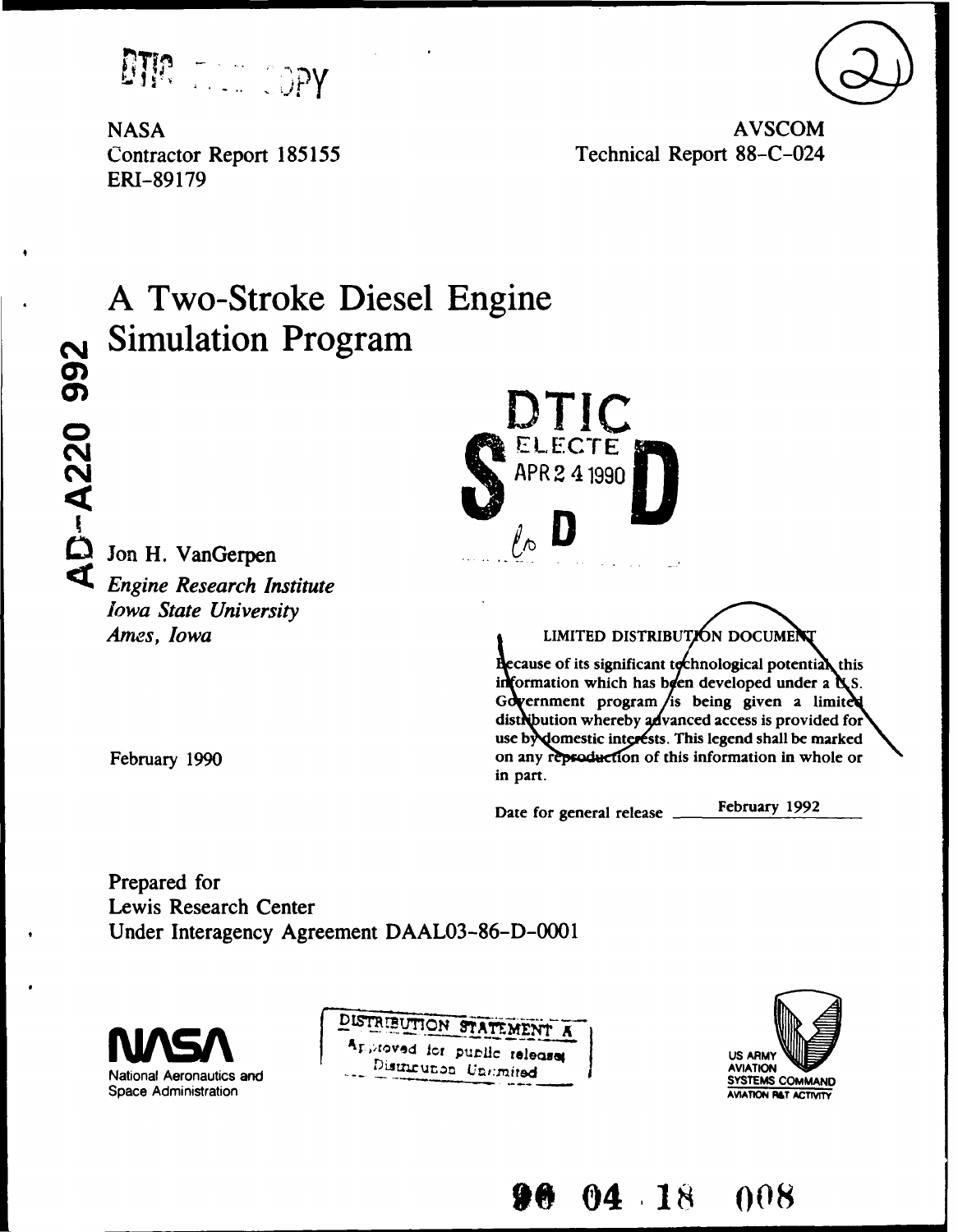DTIC FILE COPY

NASA
Contractor Report 185155
ERI-89179

AVSCOM
Technical Report 88-C-024

AD-A220 992

# A Two-Stroke Diesel Engine Simulation Program

DTIC
ELECTE
APR 24 1990
S D

Jon H. VanGerpen
*Engine Research Institute*
*Iowa State University*
*Ames, Iowa*

February 1990

LIMITED DISTRIBUTION DOCUMENT

Because of its significant technological potential this information which has been developed under a U.S. Government program is being given a limited distribution whereby advanced access is provided for use by domestic interests. This legend shall be marked on any reproduction of this information in whole or in part.

Date for general release February 1992

Prepared for
Lewis Research Center
Under Interagency Agreement DAAL03-86-D-0001

NASA
National Aeronautics and
Space Administration

DISTRIBUTION STATEMENT A
Approved for public release;
Distribution Unlimited

US ARMY
AVIATION
SYSTEMS COMMAND
AVIATION R&T ACTIVITY

90 04 18 008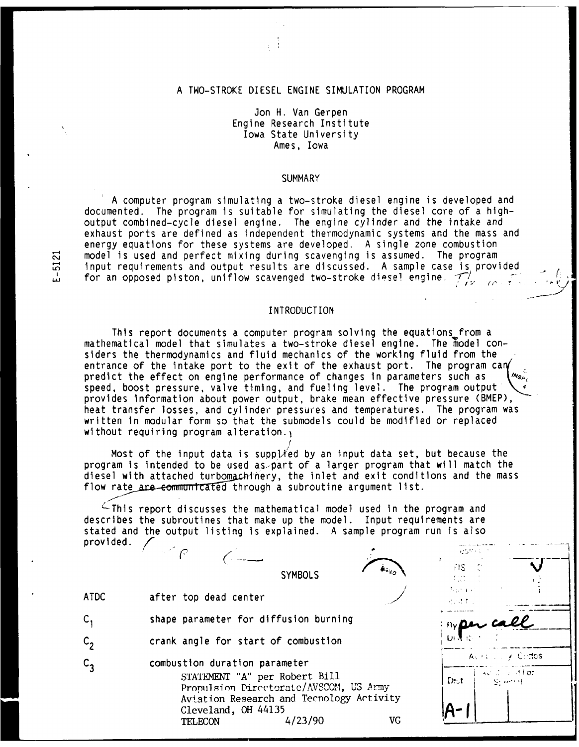# A TWO-STROKE DIESEL ENGINE SIMULATION PROGRAM

Jon H. Van Gerpen
Engine Research Institute
Iowa State University
Ames, Iowa

E-5121

## SUMMARY

A computer program simulating a two-stroke diesel engine is developed and documented. The program is suitable for simulating the diesel core of a high-output combined-cycle diesel engine. The engine cylinder and the intake and exhaust ports are defined as independent thermodynamic systems and the mass and energy equations for these systems are developed. A single zone combustion model is used and perfect mixing during scavenging is assumed. The program input requirements and output results are discussed. A sample case is provided for an opposed piston, uniflow scavenged two-stroke diesel engine.

## INTRODUCTION

This report documents a computer program solving the equations from a mathematical model that simulates a two-stroke diesel engine. The model considers the thermodynamics and fluid mechanics of the working fluid from the entrance of the intake port to the exit of the exhaust port. The program can predict the effect on engine performance of changes in parameters such as speed, boost pressure, valve timing, and fueling level. The program output provides information about power output, brake mean effective pressure (BMEP), heat transfer losses, and cylinder pressures and temperatures. The program was written in modular form so that the submodels could be modified or replaced without requiring program alteration.

Most of the input data is supplied by an input data set, but because the program is intended to be used as part of a larger program that will match the diesel with attached turbomachinery, the inlet and exit conditions and the mass flow rate are communicated through a subroutine argument list.

This report discusses the mathematical model used in the program and describes the subroutines that make up the model. Input requirements are stated and the output listing is explained. A sample program run is also provided.

## SYMBOLS

| | |
|---|---|
| ATDC | after top dead center |
| $C_1$ | shape parameter for diffusion burning |
| $C_2$ | crank angle for start of combustion |
| $C_3$ | combustion duration parameter |

STATEMENT "A" per Robert Bill
Propulsion Directorate/AVSCOM, US Army
Aviation Research and Tecnology Activity
Cleveland, OH 44135
TELECON 4/23/90 VG

per call

A-1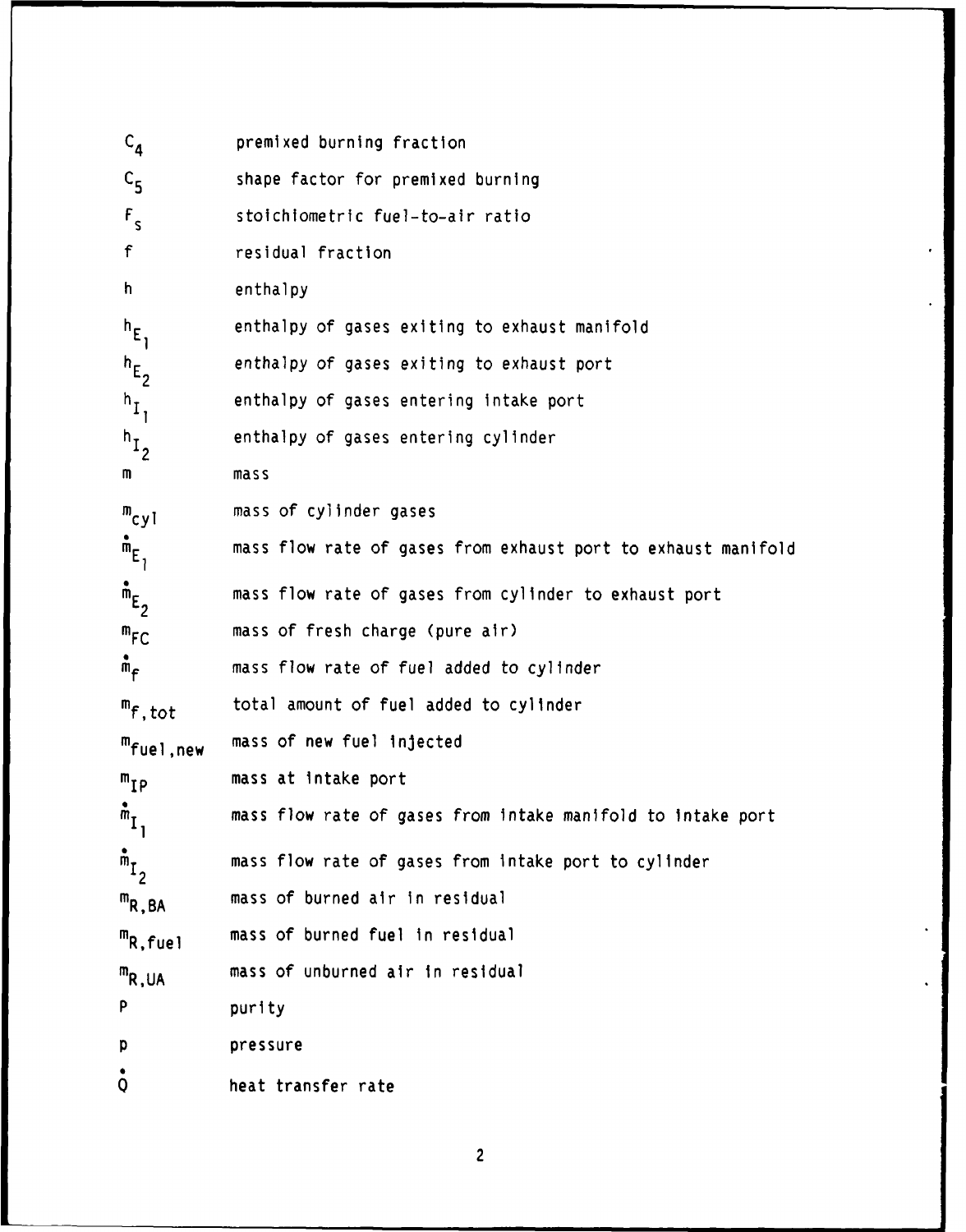| | |
|---|---|
| $C_4$ | premixed burning fraction |
| $C_5$ | shape factor for premixed burning |
| $F_s$ | stoichiometric fuel-to-air ratio |
| $f$ | residual fraction |
| $h$ | enthalpy |
| $h_{E_1}$ | enthalpy of gases exiting to exhaust manifold |
| $h_{E_2}$ | enthalpy of gases exiting to exhaust port |
| $h_{I_1}$ | enthalpy of gases entering intake port |
| $h_{I_2}$ | enthalpy of gases entering cylinder |
| $m$ | mass |
| $m_{cyl}$ | mass of cylinder gases |
| $\dot{m}_{E_1}$ | mass flow rate of gases from exhaust port to exhaust manifold |
| $\dot{m}_{E_2}$ | mass flow rate of gases from cylinder to exhaust port |
| $m_{FC}$ | mass of fresh charge (pure air) |
| $\dot{m}_f$ | mass flow rate of fuel added to cylinder |
| $m_{f,tot}$ | total amount of fuel added to cylinder |
| $m_{fuel,new}$ | mass of new fuel injected |
| $m_{IP}$ | mass at intake port |
| $\dot{m}_{I_1}$ | mass flow rate of gases from intake manifold to intake port |
| $\dot{m}_{I_2}$ | mass flow rate of gases from intake port to cylinder |
| $m_{R,BA}$ | mass of burned air in residual |
| $m_{R,fuel}$ | mass of burned fuel in residual |
| $m_{R,UA}$ | mass of unburned air in residual |
| $P$ | purity |
| $p$ | pressure |
| $\dot{Q}$ | heat transfer rate |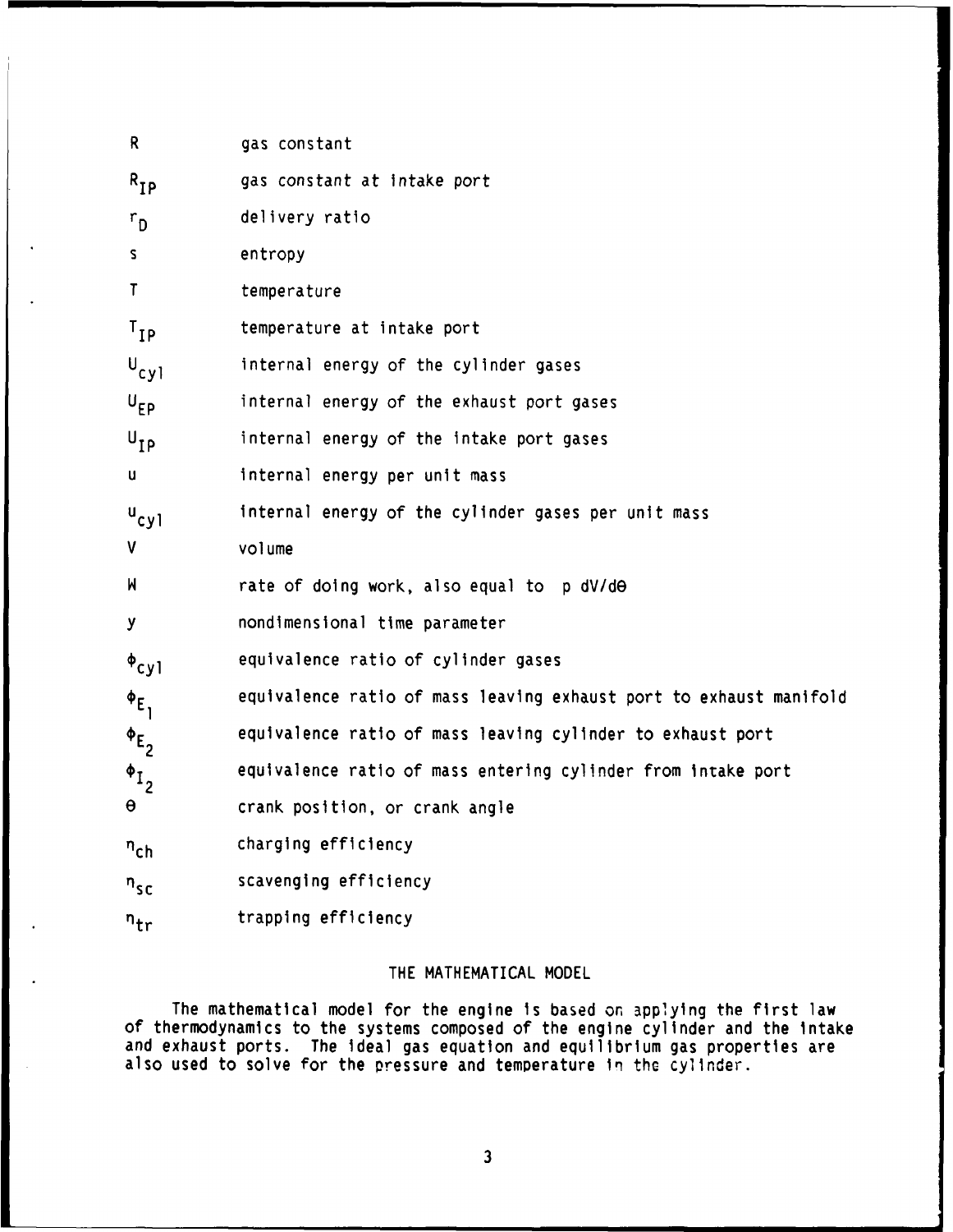| | |
|---|---|
| $R$ | gas constant |
| $R_{IP}$ | gas constant at intake port |
| $r_D$ | delivery ratio |
| $s$ | entropy |
| $T$ | temperature |
| $T_{IP}$ | temperature at intake port |
| $U_{cyl}$ | internal energy of the cylinder gases |
| $U_{EP}$ | internal energy of the exhaust port gases |
| $U_{IP}$ | internal energy of the intake port gases |
| $u$ | internal energy per unit mass |
| $u_{cyl}$ | internal energy of the cylinder gases per unit mass |
| $V$ | volume |
| $W$ | rate of doing work, also equal to $p\ dV/d\theta$ |
| $y$ | nondimensional time parameter |
| $\phi_{cyl}$ | equivalence ratio of cylinder gases |
| $\phi_{E_1}$ | equivalence ratio of mass leaving exhaust port to exhaust manifold |
| $\phi_{E_2}$ | equivalence ratio of mass leaving cylinder to exhaust port |
| $\phi_{I_2}$ | equivalence ratio of mass entering cylinder from intake port |
| $\theta$ | crank position, or crank angle |
| $\eta_{ch}$ | charging efficiency |
| $\eta_{sc}$ | scavenging efficiency |
| $\eta_{tr}$ | trapping efficiency |

## THE MATHEMATICAL MODEL

The mathematical model for the engine is based on applying the first law of thermodynamics to the systems composed of the engine cylinder and the intake and exhaust ports. The ideal gas equation and equilibrium gas properties are also used to solve for the pressure and temperature in the cylinder.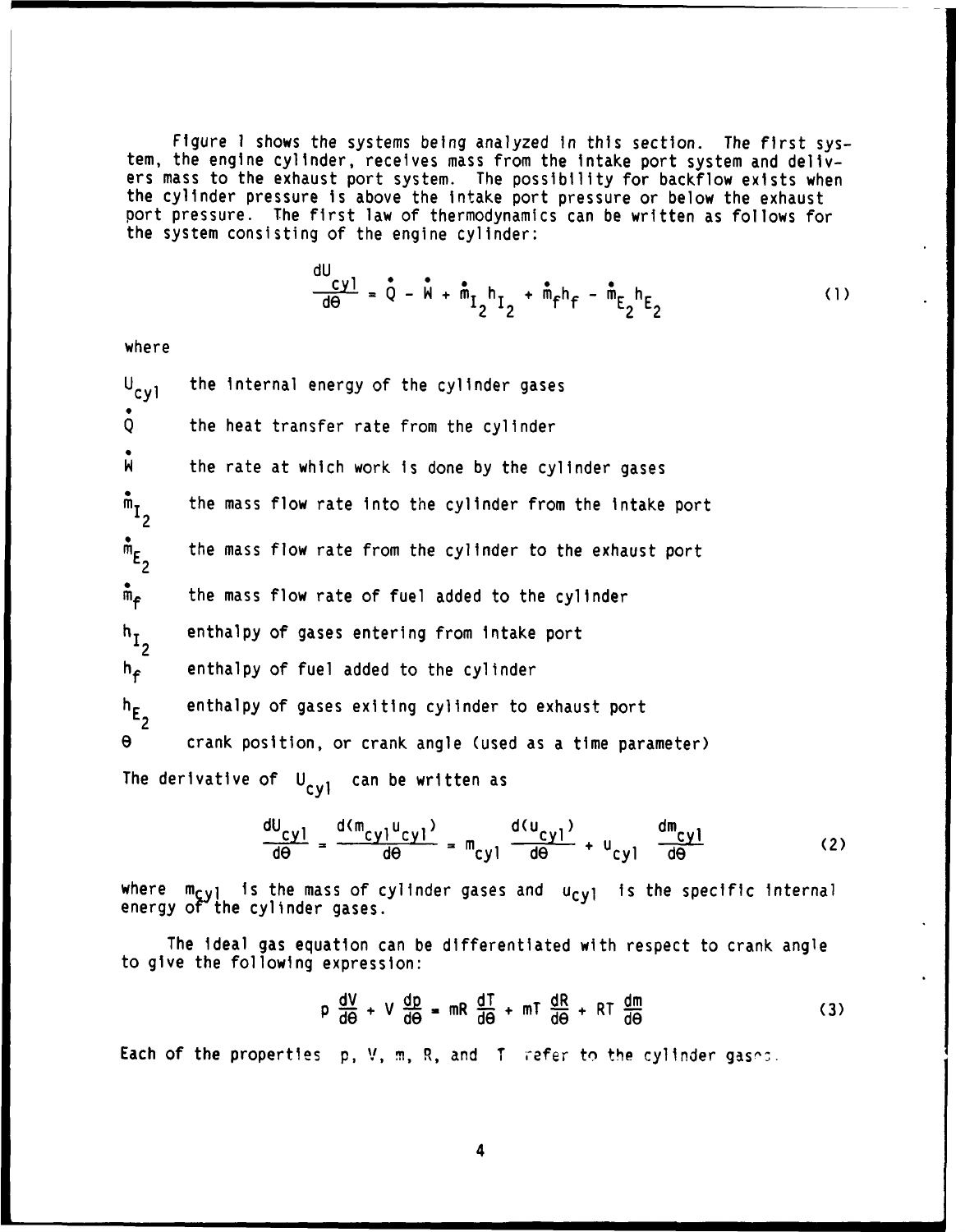Figure 1 shows the systems being analyzed in this section. The first system, the engine cylinder, receives mass from the intake port system and delivers mass to the exhaust port system. The possibility for backflow exists when the cylinder pressure is above the intake port pressure or below the exhaust port pressure. The first law of thermodynamics can be written as follows for the system consisting of the engine cylinder:

$$\frac{dU_{cyl}}{d\theta} = \dot{Q} - \dot{W} + \dot{m}_{I_2} h_{I_2} + \dot{m}_f h_f - \dot{m}_{E_2} h_{E_2} \tag{1}$$

where

$U_{cyl}$ the internal energy of the cylinder gases

$\dot{Q}$ the heat transfer rate from the cylinder

$\dot{W}$ the rate at which work is done by the cylinder gases

$\dot{m}_{I_2}$ the mass flow rate into the cylinder from the intake port

$\dot{m}_{E_2}$ the mass flow rate from the cylinder to the exhaust port

$\dot{m}_f$ the mass flow rate of fuel added to the cylinder

$h_{I_2}$ enthalpy of gases entering from intake port

$h_f$ enthalpy of fuel added to the cylinder

$h_{E_2}$ enthalpy of gases exiting cylinder to exhaust port

$\theta$ crank position, or crank angle (used as a time parameter)

The derivative of $U_{cyl}$ can be written as

$$\frac{dU_{cyl}}{d\theta} = \frac{d(m_{cyl} u_{cyl})}{d\theta} = m_{cyl} \frac{d(u_{cyl})}{d\theta} + u_{cyl} \frac{dm_{cyl}}{d\theta} \tag{2}$$

where $m_{cyl}$ is the mass of cylinder gases and $u_{cyl}$ is the specific internal energy of the cylinder gases.

The ideal gas equation can be differentiated with respect to crank angle to give the following expression:

$$p \frac{dV}{d\theta} + V \frac{dp}{d\theta} = mR \frac{dT}{d\theta} + mT \frac{dR}{d\theta} + RT \frac{dm}{d\theta} \tag{3}$$

Each of the properties $p$, $V$, $m$, $R$, and $T$ refer to the cylinder gases.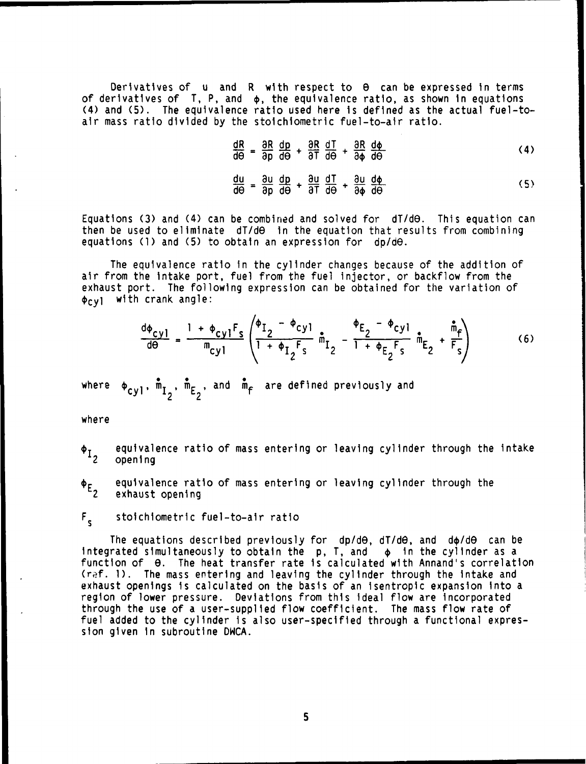Derivatives of u and R with respect to $\theta$ can be expressed in terms of derivatives of T, P, and $\phi$, the equivalence ratio, as shown in equations (4) and (5). The equivalence ratio used here is defined as the actual fuel-to-air mass ratio divided by the stoichiometric fuel-to-air ratio.

$$\frac{dR}{d\theta} = \frac{\partial R}{\partial p}\frac{dp}{d\theta} + \frac{\partial R}{\partial T}\frac{dT}{d\theta} + \frac{\partial R}{\partial \phi}\frac{d\phi}{d\theta} \tag{4}$$

$$\frac{du}{d\theta} = \frac{\partial u}{\partial p}\frac{dp}{d\theta} + \frac{\partial u}{\partial T}\frac{dT}{d\theta} + \frac{\partial u}{\partial \phi}\frac{d\phi}{d\theta} \tag{5}$$

Equations (3) and (4) can be combined and solved for $dT/d\theta$. This equation can then be used to eliminate $dT/d\theta$ in the equation that results from combining equations (1) and (5) to obtain an expression for $dp/d\theta$.

The equivalence ratio in the cylinder changes because of the addition of air from the intake port, fuel from the fuel injector, or backflow from the exhaust port. The following expression can be obtained for the variation of $\phi_{cyl}$ with crank angle:

$$\frac{d\phi_{cyl}}{d\theta} = \frac{1 + \phi_{cyl}F_s}{m_{cyl}}\left(\frac{\phi_{I_2} - \phi_{cyl}}{1 + \phi_{I_2}F_s}\dot{m}_{I_2} - \frac{\phi_{E_2} - \phi_{cyl}}{1 + \phi_{E_2}F_s}\dot{m}_{E_2} + \frac{\dot{m}_f}{F_s}\right) \tag{6}$$

where $\phi_{cyl}$, $\dot{m}_{I_2}$, $\dot{m}_{E_2}$, and $\dot{m}_f$ are defined previously and

where

$\phi_{I_2}$ equivalence ratio of mass entering or leaving cylinder through the intake opening

$\phi_{E_2}$ equivalence ratio of mass entering or leaving cylinder through the exhaust opening

$F_s$ stoichiometric fuel-to-air ratio

The equations described previously for $dp/d\theta$, $dT/d\theta$, and $d\phi/d\theta$ can be integrated simultaneously to obtain the p, T, and $\phi$ in the cylinder as a function of $\theta$. The heat transfer rate is calculated with Annand's correlation (ref. 1). The mass entering and leaving the cylinder through the intake and exhaust openings is calculated on the basis of an isentropic expansion into a region of lower pressure. Deviations from this ideal flow are incorporated through the use of a user-supplied flow coefficient. The mass flow rate of fuel added to the cylinder is also user-specified through a functional expression given in subroutine DWCA.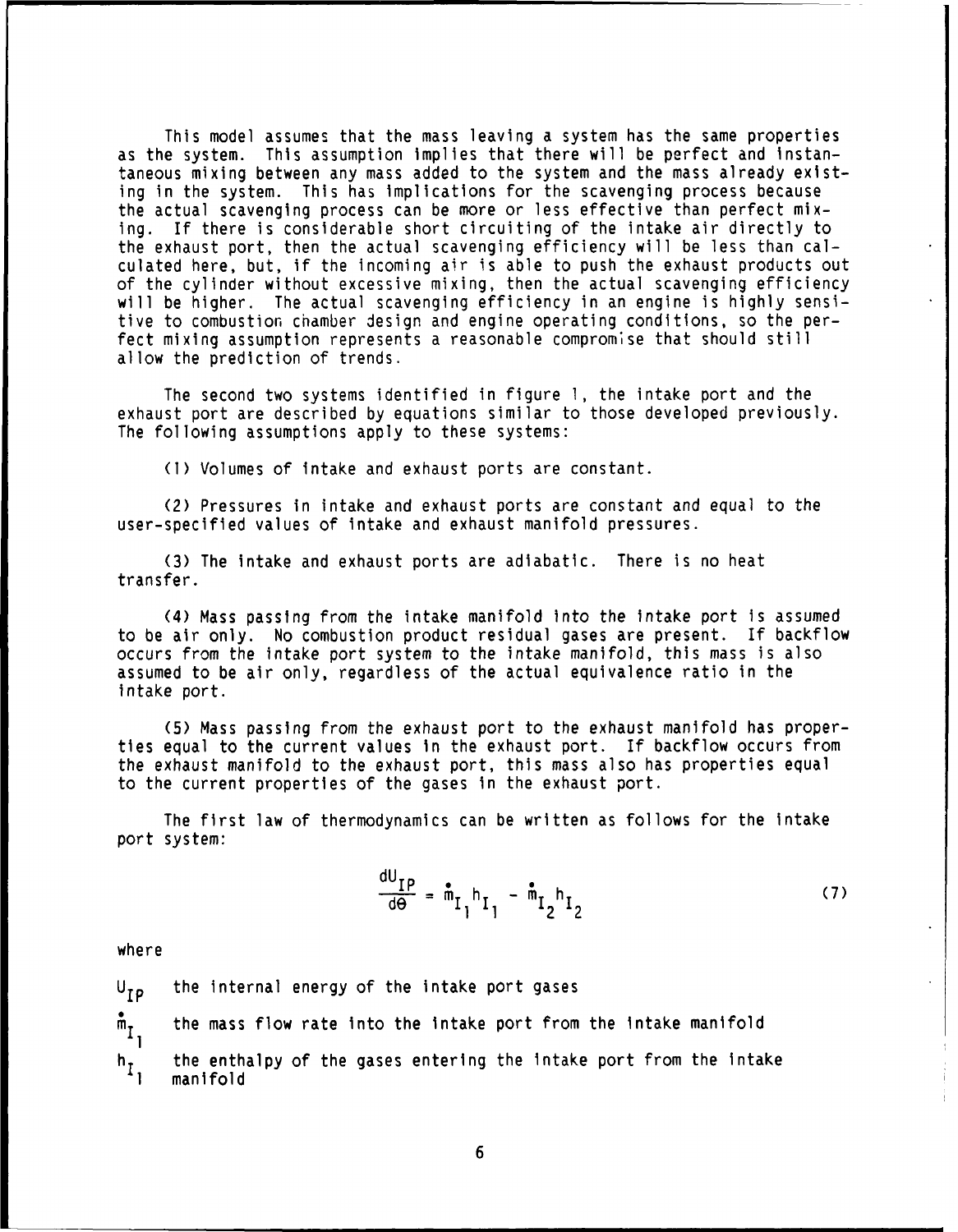This model assumes that the mass leaving a system has the same properties as the system. This assumption implies that there will be perfect and instantaneous mixing between any mass added to the system and the mass already existing in the system. This has implications for the scavenging process because the actual scavenging process can be more or less effective than perfect mixing. If there is considerable short circuiting of the intake air directly to the exhaust port, then the actual scavenging efficiency will be less than calculated here, but, if the incoming air is able to push the exhaust products out of the cylinder without excessive mixing, then the actual scavenging efficiency will be higher. The actual scavenging efficiency in an engine is highly sensitive to combustion chamber design and engine operating conditions, so the perfect mixing assumption represents a reasonable compromise that should still allow the prediction of trends.

The second two systems identified in figure 1, the intake port and the exhaust port are described by equations similar to those developed previously. The following assumptions apply to these systems:

(1) Volumes of intake and exhaust ports are constant.

(2) Pressures in intake and exhaust ports are constant and equal to the user-specified values of intake and exhaust manifold pressures.

(3) The intake and exhaust ports are adiabatic. There is no heat transfer.

(4) Mass passing from the intake manifold into the intake port is assumed to be air only. No combustion product residual gases are present. If backflow occurs from the intake port system to the intake manifold, this mass is also assumed to be air only, regardless of the actual equivalence ratio in the intake port.

(5) Mass passing from the exhaust port to the exhaust manifold has properties equal to the current values in the exhaust port. If backflow occurs from the exhaust manifold to the exhaust port, this mass also has properties equal to the current properties of the gases in the exhaust port.

The first law of thermodynamics can be written as follows for the intake port system:

$$\frac{dU_{IP}}{d\theta} = \dot{m}_{I_1} h_{I_1} - \dot{m}_{I_2} h_{I_2} \tag{7}$$

where

$U_{IP}$ the internal energy of the intake port gases

$\dot{m}_{I_1}$ the mass flow rate into the intake port from the intake manifold

$h_{I_1}$ the enthalpy of the gases entering the intake port from the intake manifold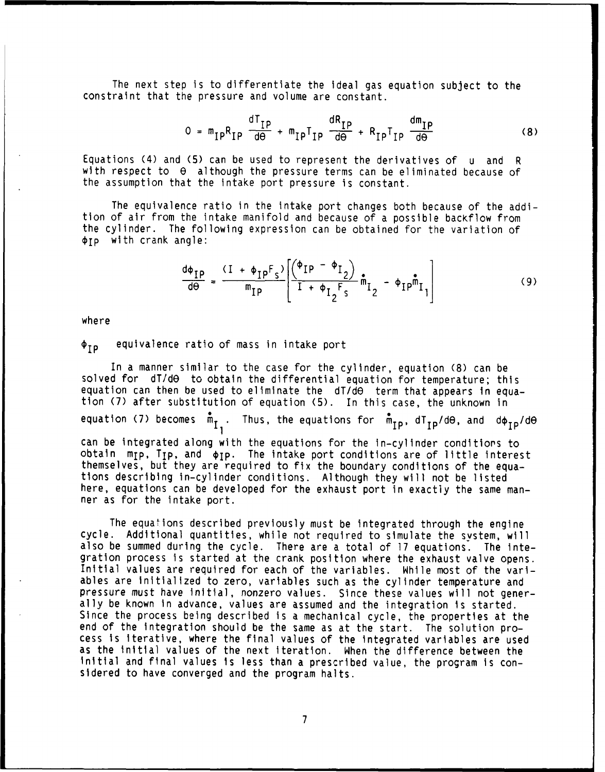The next step is to differentiate the ideal gas equation subject to the constraint that the pressure and volume are constant.

$$0 = m_{IP}R_{IP}\frac{dT_{IP}}{d\theta} + m_{IP}T_{IP}\frac{dR_{IP}}{d\theta} + R_{IP}T_{IP}\frac{dm_{IP}}{d\theta} \tag{8}$$

Equations (4) and (5) can be used to represent the derivatives of $u$ and $R$ with respect to $\theta$ although the pressure terms can be eliminated because of the assumption that the intake port pressure is constant.

The equivalence ratio in the intake port changes both because of the addition of air from the intake manifold and because of a possible backflow from the cylinder. The following expression can be obtained for the variation of $\phi_{IP}$ with crank angle:

$$\frac{d\phi_{IP}}{d\theta} = \frac{(1 + \phi_{IP}F_s)}{m_{IP}}\left[\frac{\left(\phi_{IP} - \phi_{I_2}\right)}{1 + \phi_{I_2}F_s}\dot{m}_{I_2} - \phi_{IP}\dot{m}_{I_1}\right] \tag{9}$$

where

$\phi_{IP}$ equivalence ratio of mass in intake port

In a manner similar to the case for the cylinder, equation (8) can be solved for $dT/d\theta$ to obtain the differential equation for temperature; this equation can then be used to eliminate the $dT/d\theta$ term that appears in equation (7) after substitution of equation (5). In this case, the unknown in equation (7) becomes $\dot{m}_{I_1}$. Thus, the equations for $\dot{m}_{IP}$, $dT_{IP}/d\theta$, and $d\phi_{IP}/d\theta$ can be integrated along with the equations for the in-cylinder conditions to obtain $m_{IP}$, $T_{IP}$, and $\phi_{IP}$. The intake port conditions are of little interest themselves, but they are required to fix the boundary conditions of the equations describing in-cylinder conditions. Although they will not be listed here, equations can be developed for the exhaust port in exactly the same manner as for the intake port.

The equations described previously must be integrated through the engine cycle. Additional quantities, while not required to simulate the system, will also be summed during the cycle. There are a total of 17 equations. The integration process is started at the crank position where the exhaust valve opens. Initial values are required for each of the variables. While most of the variables are initialized to zero, variables such as the cylinder temperature and pressure must have initial, nonzero values. Since these values will not generally be known in advance, values are assumed and the integration is started. Since the process being described is a mechanical cycle, the properties at the end of the integration should be the same as at the start. The solution process is iterative, where the final values of the integrated variables are used as the initial values of the next iteration. When the difference between the initial and final values is less than a prescribed value, the program is considered to have converged and the program halts.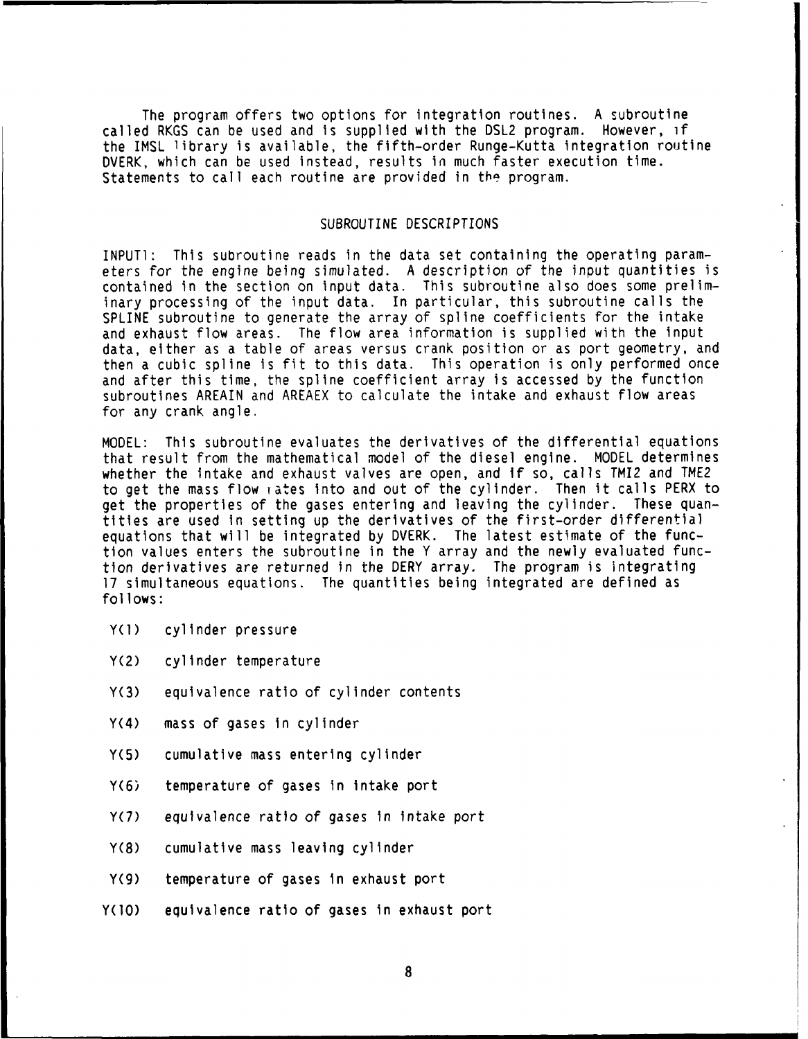The program offers two options for integration routines. A subroutine called RKGS can be used and is supplied with the DSL2 program. However, if the IMSL library is available, the fifth-order Runge-Kutta integration routine DVERK, which can be used instead, results in much faster execution time. Statements to call each routine are provided in the program.

## SUBROUTINE DESCRIPTIONS

INPUT1: This subroutine reads in the data set containing the operating parameters for the engine being simulated. A description of the input quantities is contained in the section on input data. This subroutine also does some preliminary processing of the input data. In particular, this subroutine calls the SPLINE subroutine to generate the array of spline coefficients for the intake and exhaust flow areas. The flow area information is supplied with the input data, either as a table of areas versus crank position or as port geometry, and then a cubic spline is fit to this data. This operation is only performed once and after this time, the spline coefficient array is accessed by the function subroutines AREAIN and AREAEX to calculate the intake and exhaust flow areas for any crank angle.

MODEL: This subroutine evaluates the derivatives of the differential equations that result from the mathematical model of the diesel engine. MODEL determines whether the intake and exhaust valves are open, and if so, calls TMI2 and TME2 to get the mass flow rates into and out of the cylinder. Then it calls PERX to get the properties of the gases entering and leaving the cylinder. These quantities are used in setting up the derivatives of the first-order differential equations that will be integrated by DVERK. The latest estimate of the function values enters the subroutine in the Y array and the newly evaluated function derivatives are returned in the DERY array. The program is integrating 17 simultaneous equations. The quantities being integrated are defined as follows:

- Y(1) cylinder pressure
- Y(2) cylinder temperature
- Y(3) equivalence ratio of cylinder contents
- Y(4) mass of gases in cylinder
- Y(5) cumulative mass entering cylinder
- Y(6) temperature of gases in intake port
- Y(7) equivalence ratio of gases in intake port
- Y(8) cumulative mass leaving cylinder
- Y(9) temperature of gases in exhaust port
- Y(10) equivalence ratio of gases in exhaust port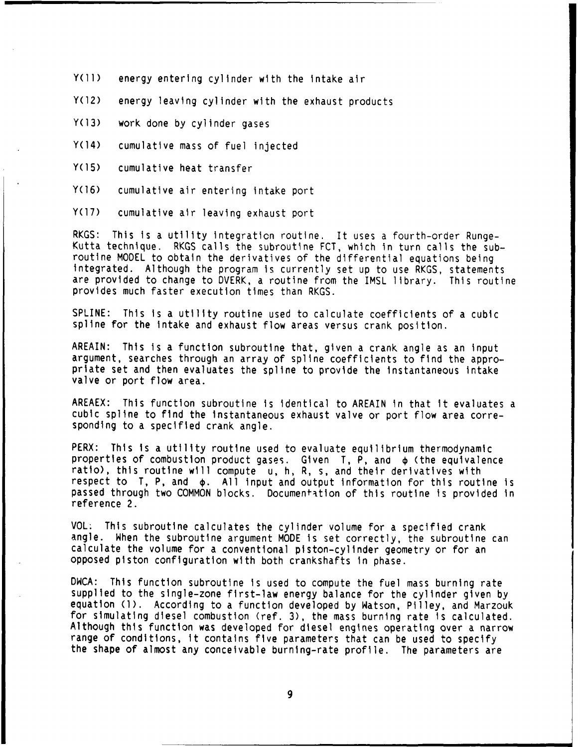Y(11) energy entering cylinder with the intake air

Y(12) energy leaving cylinder with the exhaust products

Y(13) work done by cylinder gases

Y(14) cumulative mass of fuel injected

Y(15) cumulative heat transfer

Y(16) cumulative air entering intake port

Y(17) cumulative air leaving exhaust port

RKGS: This is a utility integration routine. It uses a fourth-order Runge-Kutta technique. RKGS calls the subroutine FCT, which in turn calls the subroutine MODEL to obtain the derivatives of the differential equations being integrated. Although the program is currently set up to use RKGS, statements are provided to change to DVERK, a routine from the IMSL library. This routine provides much faster execution times than RKGS.

SPLINE: This is a utility routine used to calculate coefficients of a cubic spline for the intake and exhaust flow areas versus crank position.

AREAIN: This is a function subroutine that, given a crank angle as an input argument, searches through an array of spline coefficients to find the appropriate set and then evaluates the spline to provide the instantaneous intake valve or port flow area.

AREAEX: This function subroutine is identical to AREAIN in that it evaluates a cubic spline to find the instantaneous exhaust valve or port flow area corresponding to a specified crank angle.

PERX: This is a utility routine used to evaluate equilibrium thermodynamic properties of combustion product gases. Given $T$, $P$, and $\phi$ (the equivalence ratio), this routine will compute $u$, $h$, $R$, $s$, and their derivatives with respect to $T$, $P$, and $\phi$. All input and output information for this routine is passed through two COMMON blocks. Documentation of this routine is provided in reference 2.

VOL: This subroutine calculates the cylinder volume for a specified crank angle. When the subroutine argument MODE is set correctly, the subroutine can calculate the volume for a conventional piston-cylinder geometry or for an opposed piston configuration with both crankshafts in phase.

DWCA: This function subroutine is used to compute the fuel mass burning rate supplied to the single-zone first-law energy balance for the cylinder given by equation (1). According to a function developed by Watson, Pilley, and Marzouk for simulating diesel combustion (ref. 3), the mass burning rate is calculated. Although this function was developed for diesel engines operating over a narrow range of conditions, it contains five parameters that can be used to specify the shape of almost any conceivable burning-rate profile. The parameters are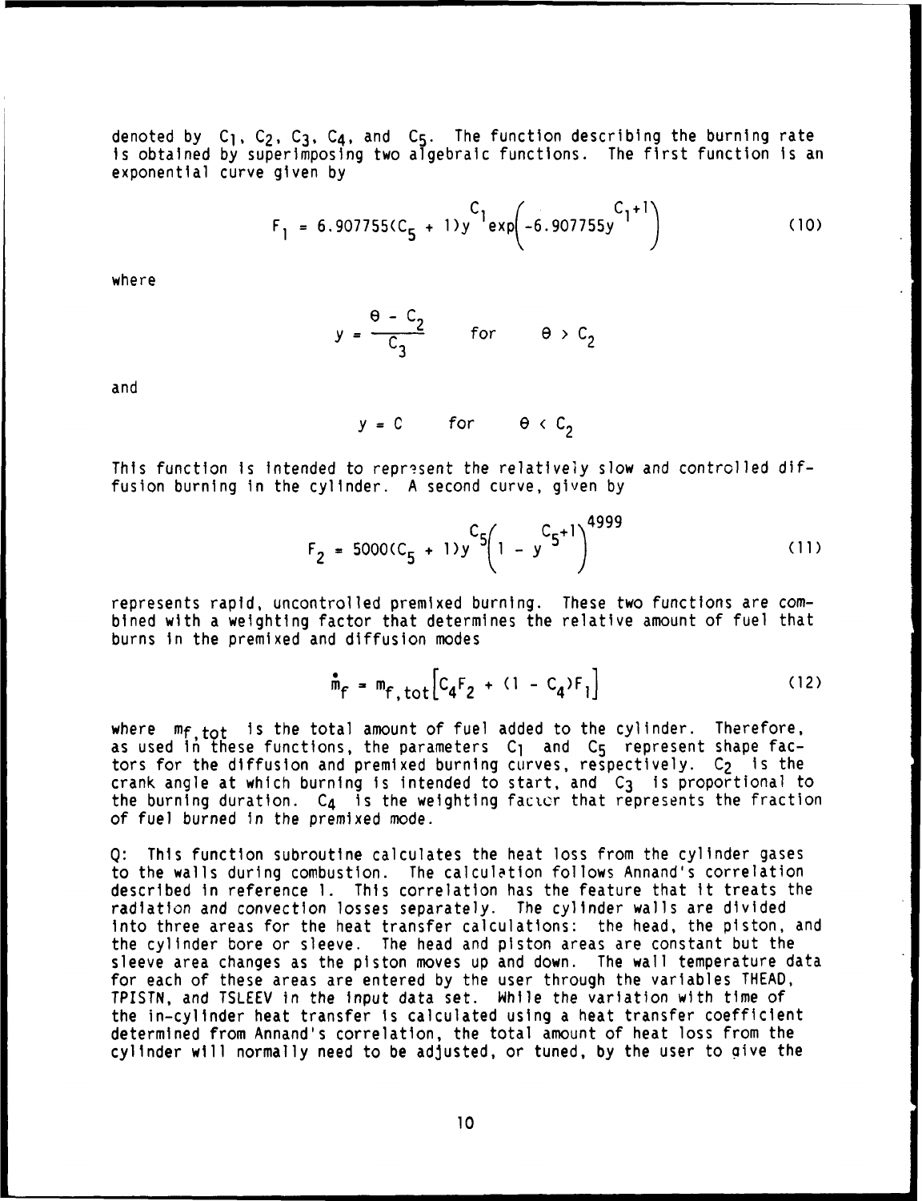denoted by $C_1$, $C_2$, $C_3$, $C_4$, and $C_5$. The function describing the burning rate is obtained by superimposing two algebraic functions. The first function is an exponential curve given by

$$F_1 = 6.907755(C_5 + 1)y^{C_1}\exp\left(-6.907755y^{C_1+1}\right) \tag{10}$$

where

$$y = \frac{\theta - C_2}{C_3} \qquad \text{for} \qquad \theta > C_2$$

and

$$y = C \qquad \text{for} \qquad \theta < C_2$$

This function is intended to represent the relatively slow and controlled diffusion burning in the cylinder. A second curve, given by

$$F_2 = 5000(C_5 + 1)y^{C_5}\left(1 - y^{C_5+1}\right)^{4999} \tag{11}$$

represents rapid, uncontrolled premixed burning. These two functions are combined with a weighting factor that determines the relative amount of fuel that burns in the premixed and diffusion modes

$$\dot{m}_f = m_{f,tot}\left[C_4F_2 + (1 - C_4)F_1\right] \tag{12}$$

where $m_{f,tot}$ is the total amount of fuel added to the cylinder. Therefore, as used in these functions, the parameters $C_1$ and $C_5$ represent shape factors for the diffusion and premixed burning curves, respectively. $C_2$ is the crank angle at which burning is intended to start, and $C_3$ is proportional to the burning duration. $C_4$ is the weighting factor that represents the fraction of fuel burned in the premixed mode.

Q: This function subroutine calculates the heat loss from the cylinder gases to the walls during combustion. The calculation follows Annand's correlation described in reference 1. This correlation has the feature that it treats the radiation and convection losses separately. The cylinder walls are divided into three areas for the heat transfer calculations: the head, the piston, and the cylinder bore or sleeve. The head and piston areas are constant but the sleeve area changes as the piston moves up and down. The wall temperature data for each of these areas are entered by the user through the variables THEAD, TPISTN, and TSLEEV in the input data set. While the variation with time of the in-cylinder heat transfer is calculated using a heat transfer coefficient determined from Annand's correlation, the total amount of heat loss from the cylinder will normally need to be adjusted, or tuned, by the user to give the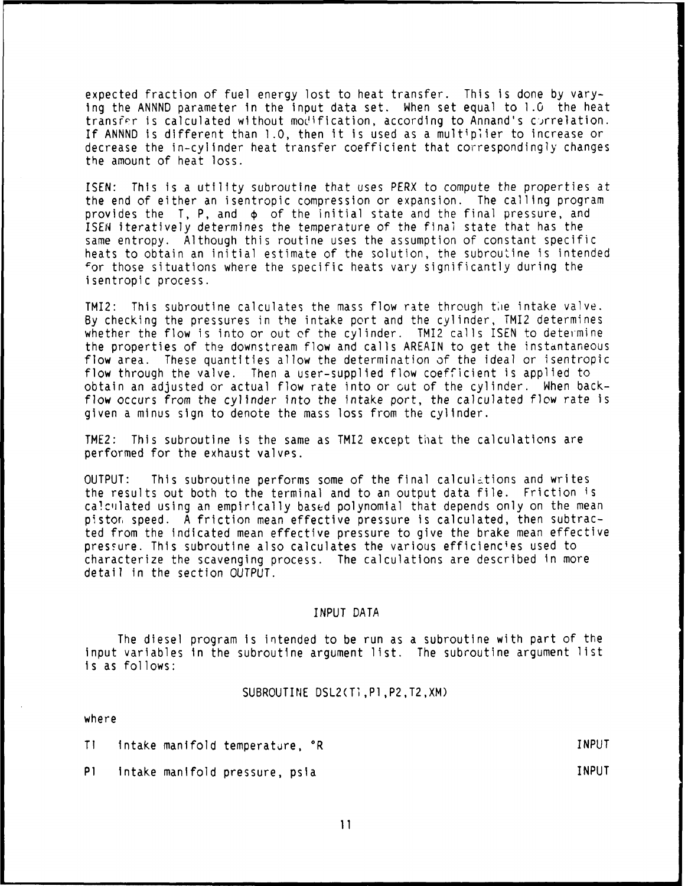expected fraction of fuel energy lost to heat transfer. This is done by varying the ANNND parameter in the input data set. When set equal to 1.0 the heat transfer is calculated without modification, according to Annand's correlation. If ANNND is different than 1.0, then it is used as a multiplier to increase or decrease the in-cylinder heat transfer coefficient that correspondingly changes the amount of heat loss.

ISEN: This is a utility subroutine that uses PERX to compute the properties at the end of either an isentropic compression or expansion. The calling program provides the T, P, and $\phi$ of the initial state and the final pressure, and ISEN iteratively determines the temperature of the final state that has the same entropy. Although this routine uses the assumption of constant specific heats to obtain an initial estimate of the solution, the subroutine is intended for those situations where the specific heats vary significantly during the isentropic process.

TMI2: This subroutine calculates the mass flow rate through the intake valve. By checking the pressures in the intake port and the cylinder, TMI2 determines whether the flow is into or out of the cylinder. TMI2 calls ISEN to determine the properties of the downstream flow and calls AREAIN to get the instantaneous flow area. These quantities allow the determination of the ideal or isentropic flow through the valve. Then a user-supplied flow coefficient is applied to obtain an adjusted or actual flow rate into or out of the cylinder. When backflow occurs from the cylinder into the intake port, the calculated flow rate is given a minus sign to denote the mass loss from the cylinder.

TME2: This subroutine is the same as TMI2 except that the calculations are performed for the exhaust valves.

OUTPUT: This subroutine performs some of the final calculations and writes the results out both to the terminal and to an output data file. Friction is calculated using an empirically based polynomial that depends only on the mean piston speed. A friction mean effective pressure is calculated, then subtracted from the indicated mean effective pressure to give the brake mean effective pressure. This subroutine also calculates the various efficiencies used to characterize the scavenging process. The calculations are described in more detail in the section OUTPUT.

## INPUT DATA

The diesel program is intended to be run as a subroutine with part of the input variables in the subroutine argument list. The subroutine argument list is as follows:

```
SUBROUTINE DSL2(T1,P1,P2,T2,XM)
```

where

| | | |
|---|---|---|
| T1 | intake manifold temperature, °R | INPUT |
| P1 | intake manifold pressure, psia | INPUT |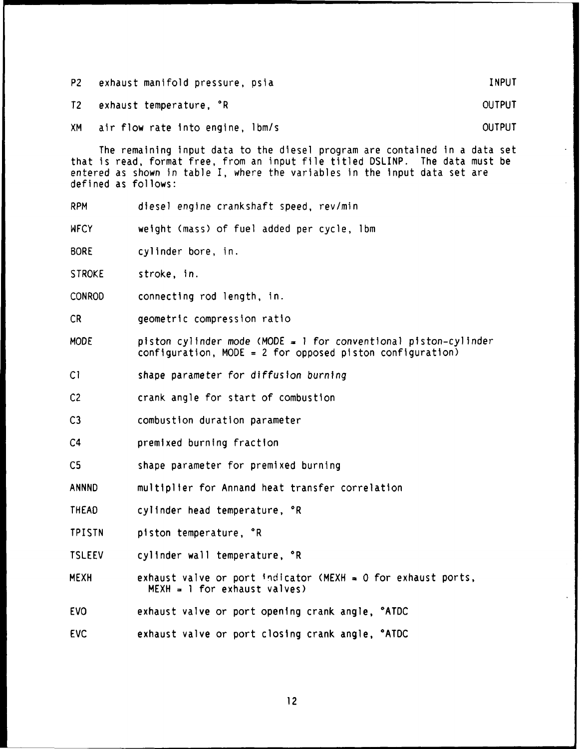| | | |
|---|---|---|
| P2 | exhaust manifold pressure, psia | INPUT |
| T2 | exhaust temperature, °R | OUTPUT |
| XM | air flow rate into engine, lbm/s | OUTPUT |

The remaining input data to the diesel program are contained in a data set that is read, format free, from an input file titled DSLINP. The data must be entered as shown in table I, where the variables in the input data set are defined as follows:

| | |
|---|---|
| RPM | diesel engine crankshaft speed, rev/min |
| WFCY | weight (mass) of fuel added per cycle, lbm |
| BORE | cylinder bore, in. |
| STROKE | stroke, in. |
| CONROD | connecting rod length, in. |
| CR | geometric compression ratio |
| MODE | piston cylinder mode (MODE = 1 for conventional piston-cylinder configuration, MODE = 2 for opposed piston configuration) |
| C1 | shape parameter for diffusion burning |
| C2 | crank angle for start of combustion |
| C3 | combustion duration parameter |
| C4 | premixed burning fraction |
| C5 | shape parameter for premixed burning |
| ANNND | multiplier for Annand heat transfer correlation |
| THEAD | cylinder head temperature, °R |
| TPISTN | piston temperature, °R |
| TSLEEV | cylinder wall temperature, °R |
| MEXH | exhaust valve or port indicator (MEXH = 0 for exhaust ports, MEXH = 1 for exhaust valves) |
| EVO | exhaust valve or port opening crank angle, °ATDC |
| EVC | exhaust valve or port closing crank angle, °ATDC |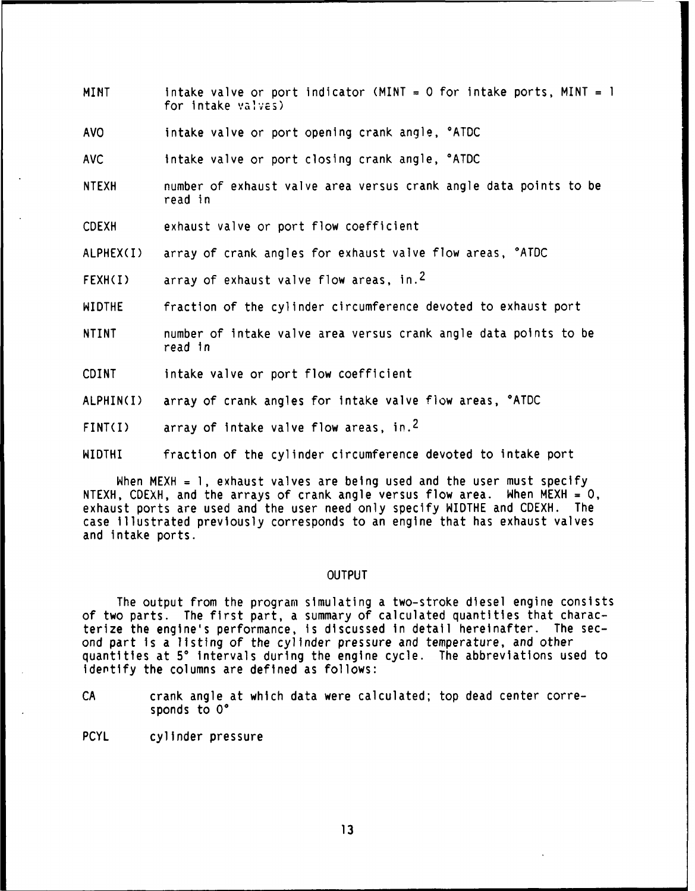MINT intake valve or port indicator (MINT = 0 for intake ports, MINT = 1 for intake valves)

AVO intake valve or port opening crank angle, °ATDC

AVC intake valve or port closing crank angle, °ATDC

NTEXH number of exhaust valve area versus crank angle data points to be read in

CDEXH exhaust valve or port flow coefficient

ALPHEX(I) array of crank angles for exhaust valve flow areas, °ATDC

FEXH(I) array of exhaust valve flow areas, $in.^2$

WIDTHE fraction of the cylinder circumference devoted to exhaust port

NTINT number of intake valve area versus crank angle data points to be read in

CDINT intake valve or port flow coefficient

ALPHIN(I) array of crank angles for intake valve flow areas, °ATDC

FINT(I) array of intake valve flow areas, $in.^2$

WIDTHI fraction of the cylinder circumference devoted to intake port

When MEXH = 1, exhaust valves are being used and the user must specify NTEXH, CDEXH, and the arrays of crank angle versus flow area. When MEXH = 0, exhaust ports are used and the user need only specify WIDTHE and CDEXH. The case illustrated previously corresponds to an engine that has exhaust valves and intake ports.

## OUTPUT

The output from the program simulating a two-stroke diesel engine consists of two parts. The first part, a summary of calculated quantities that characterize the engine's performance, is discussed in detail hereinafter. The second part is a listing of the cylinder pressure and temperature, and other quantities at 5° intervals during the engine cycle. The abbreviations used to identify the columns are defined as follows:

CA crank angle at which data were calculated; top dead center corresponds to 0°

PCYL cylinder pressure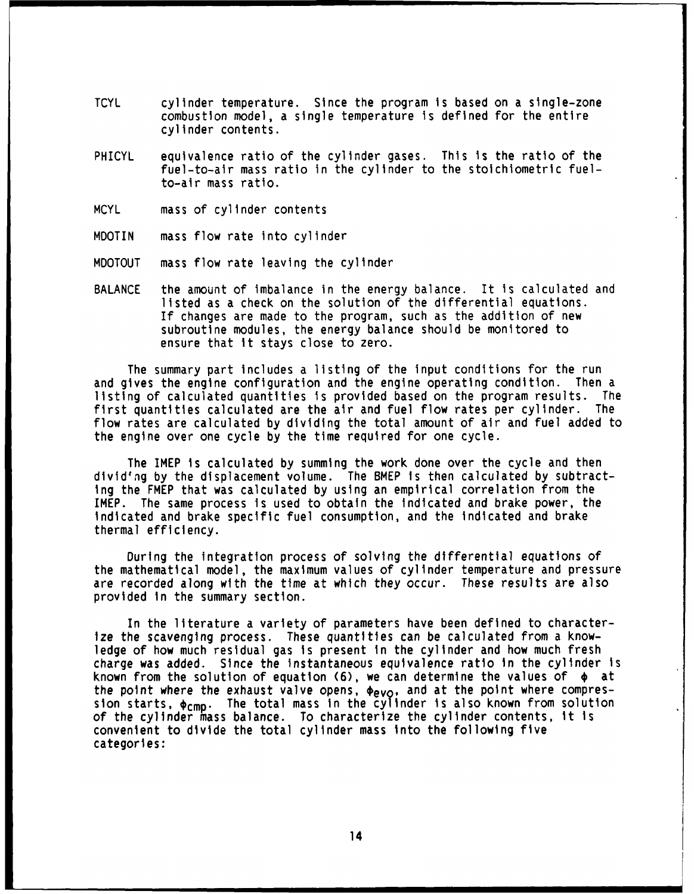TCYL cylinder temperature. Since the program is based on a single-zone combustion model, a single temperature is defined for the entire cylinder contents.

PHICYL equivalence ratio of the cylinder gases. This is the ratio of the fuel-to-air mass ratio in the cylinder to the stoichiometric fuel-to-air mass ratio.

MCYL mass of cylinder contents

MDOTIN mass flow rate into cylinder

MDOTOUT mass flow rate leaving the cylinder

BALANCE the amount of imbalance in the energy balance. It is calculated and listed as a check on the solution of the differential equations. If changes are made to the program, such as the addition of new subroutine modules, the energy balance should be monitored to ensure that it stays close to zero.

The summary part includes a listing of the input conditions for the run and gives the engine configuration and the engine operating condition. Then a listing of calculated quantities is provided based on the program results. The first quantities calculated are the air and fuel flow rates per cylinder. The flow rates are calculated by dividing the total amount of air and fuel added to the engine over one cycle by the time required for one cycle.

The IMEP is calculated by summing the work done over the cycle and then dividing by the displacement volume. The BMEP is then calculated by subtracting the FMEP that was calculated by using an empirical correlation from the IMEP. The same process is used to obtain the indicated and brake power, the indicated and brake specific fuel consumption, and the indicated and brake thermal efficiency.

During the integration process of solving the differential equations of the mathematical model, the maximum values of cylinder temperature and pressure are recorded along with the time at which they occur. These results are also provided in the summary section.

In the literature a variety of parameters have been defined to characterize the scavenging process. These quantities can be calculated from a knowledge of how much residual gas is present in the cylinder and how much fresh charge was added. Since the instantaneous equivalence ratio in the cylinder is known from the solution of equation (6), we can determine the values of $\phi$ at the point where the exhaust valve opens, $\phi_{evo}$, and at the point where compression starts, $\phi_{cmp}$. The total mass in the cylinder is also known from solution of the cylinder mass balance. To characterize the cylinder contents, it is convenient to divide the total cylinder mass into the following five categories: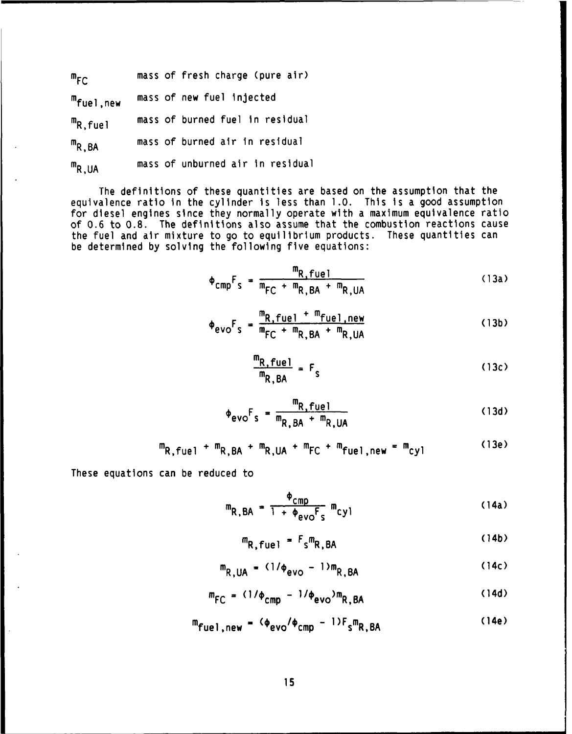| | |
|---|---|
| $m_{FC}$ | mass of fresh charge (pure air) |
| $m_{fuel,new}$ | mass of new fuel injected |
| $m_{R,fuel}$ | mass of burned fuel in residual |
| $m_{R,BA}$ | mass of burned air in residual |
| $m_{R,UA}$ | mass of unburned air in residual |

The definitions of these quantities are based on the assumption that the equivalence ratio in the cylinder is less than 1.0. This is a good assumption for diesel engines since they normally operate with a maximum equivalence ratio of 0.6 to 0.8. The definitions also assume that the combustion reactions cause the fuel and air mixture to go to equilibrium products. These quantities can be determined by solving the following five equations:

$$\phi_{cmp}F_s = \frac{m_{R,fuel}}{m_{FC} + m_{R,BA} + m_{R,UA}} \tag{13a}$$

$$\phi_{evo}F_s = \frac{m_{R,fuel} + m_{fuel,new}}{m_{FC} + m_{R,BA} + m_{R,UA}} \tag{13b}$$

$$\frac{m_{R,fuel}}{m_{R,BA}} = F_s \tag{13c}$$

$$\phi_{evo}F_s = \frac{m_{R,fuel}}{m_{R,BA} + m_{R,UA}} \tag{13d}$$

$$m_{R,fuel} + m_{R,BA} + m_{R,UA} + m_{FC} + m_{fuel,new} = m_{cyl} \tag{13e}$$

These equations can be reduced to

$$m_{R,BA} = \frac{\phi_{cmp}}{1 + \phi_{evo}F_s} m_{cyl} \tag{14a}$$

$$m_{R,fuel} = F_s m_{R,BA} \tag{14b}$$

$$m_{R,UA} = (1/\phi_{evo} - 1)m_{R,BA} \tag{14c}$$

$$m_{FC} = (1/\phi_{cmp} - 1/\phi_{evo})m_{R,BA} \tag{14d}$$

$$m_{fuel,new} = (\phi_{evo}/\phi_{cmp} - 1)F_s m_{R,BA} \tag{14e}$$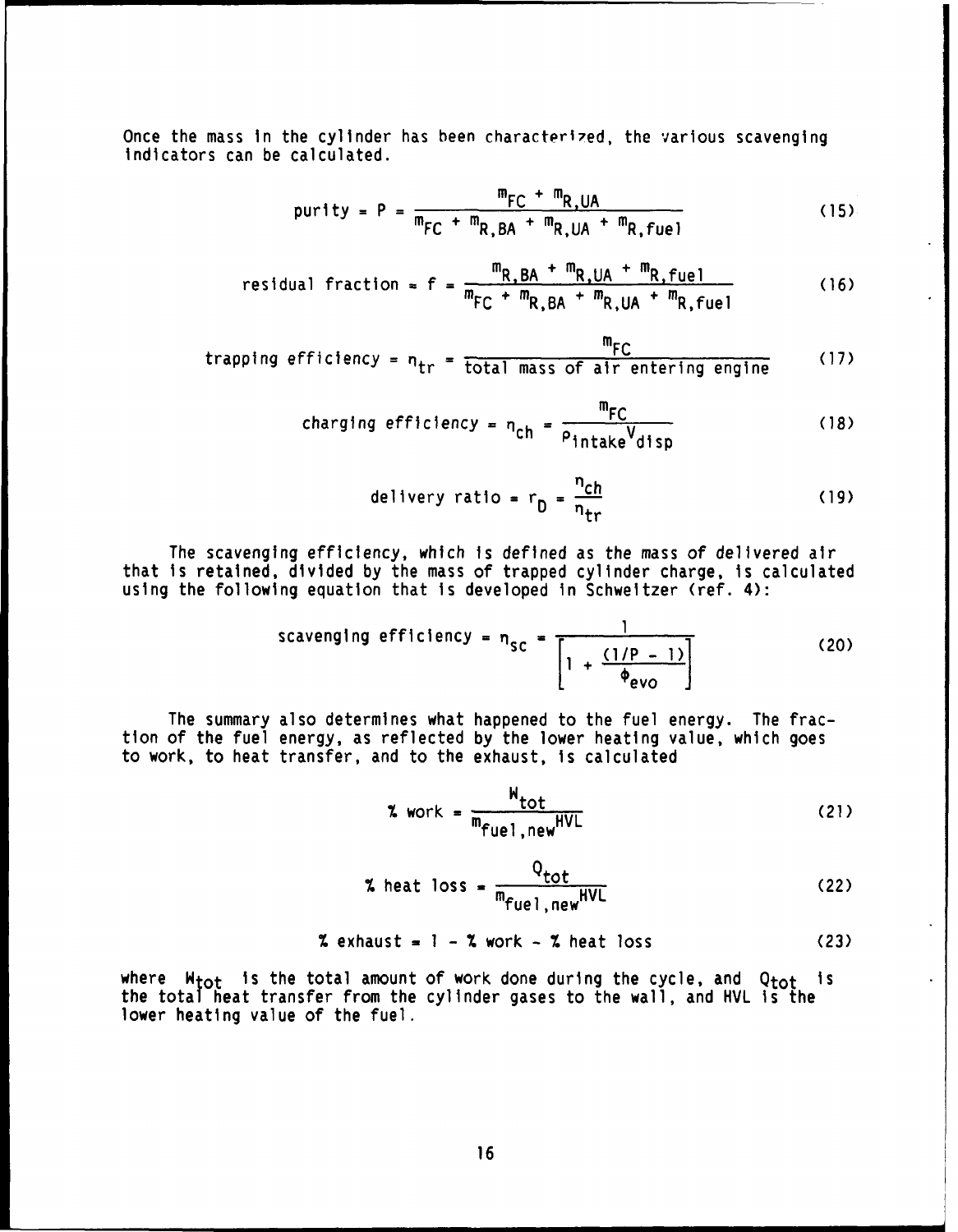Once the mass in the cylinder has been characterized, the various scavenging indicators can be calculated.

$$\text{purity} = P = \frac{m_{FC} + m_{R,UA}}{m_{FC} + m_{R,BA} + m_{R,UA} + m_{R,fuel}} \tag{15}$$

$$\text{residual fraction} = f = \frac{m_{R,BA} + m_{R,UA} + m_{R,fuel}}{m_{FC} + m_{R,BA} + m_{R,UA} + m_{R,fuel}} \tag{16}$$

$$\text{trapping efficiency} = \eta_{tr} = \frac{m_{FC}}{\text{total mass of air entering engine}} \tag{17}$$

$$\text{charging efficiency} = \eta_{ch} = \frac{m_{FC}}{\rho_{intake} V_{disp}} \tag{18}$$

$$\text{delivery ratio} = r_D = \frac{\eta_{ch}}{\eta_{tr}} \tag{19}$$

The scavenging efficiency, which is defined as the mass of delivered air that is retained, divided by the mass of trapped cylinder charge, is calculated using the following equation that is developed in Schweitzer (ref. 4):

$$\text{scavenging efficiency} = \eta_{sc} = \frac{1}{\left[1 + \frac{(1/P - 1)}{\phi_{evo}}\right]} \tag{20}$$

The summary also determines what happened to the fuel energy. The fraction of the fuel energy, as reflected by the lower heating value, which goes to work, to heat transfer, and to the exhaust, is calculated

$$\% \text{ work} = \frac{W_{tot}}{m_{fuel,new} HVL} \tag{21}$$

$$\% \text{ heat loss} = \frac{Q_{tot}}{m_{fuel,new} HVL} \tag{22}$$

$$\% \text{ exhaust} = 1 - \% \text{ work} - \% \text{ heat loss} \tag{23}$$

where $W_{tot}$ is the total amount of work done during the cycle, and $Q_{tot}$ is the total heat transfer from the cylinder gases to the wall, and HVL is the lower heating value of the fuel.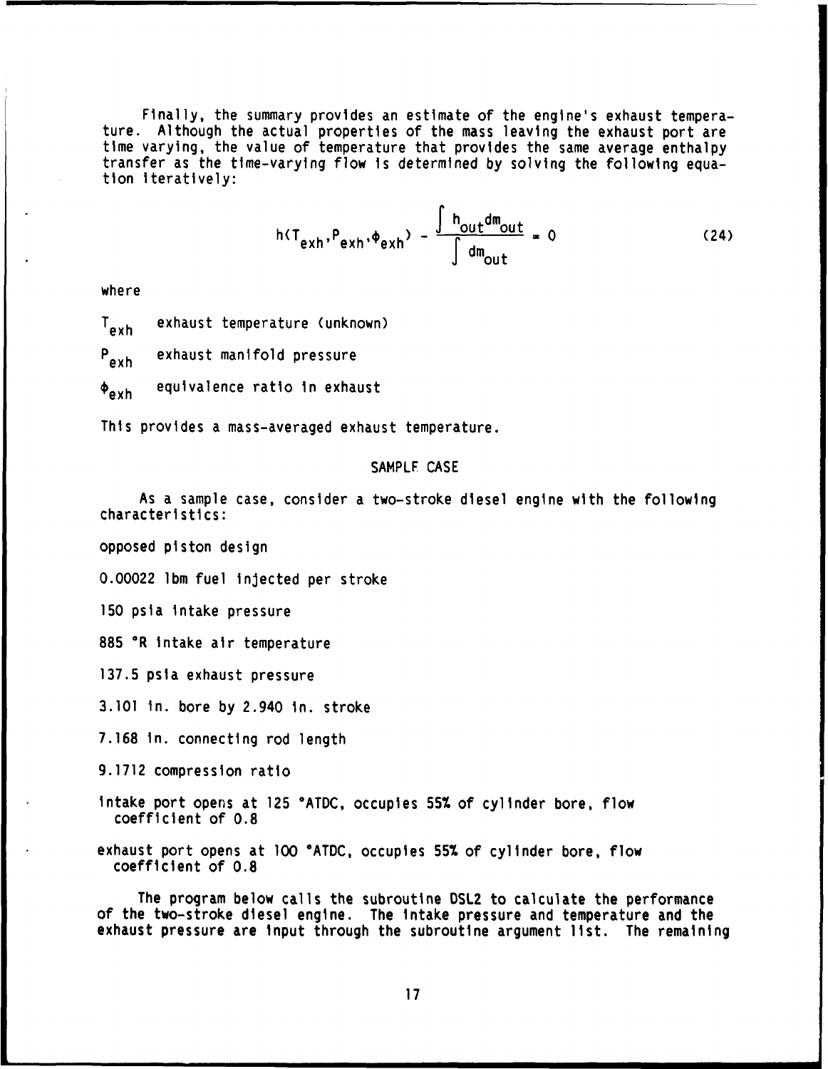Finally, the summary provides an estimate of the engine's exhaust temperature. Although the actual properties of the mass leaving the exhaust port are time varying, the value of temperature that provides the same average enthalpy transfer as the time-varying flow is determined by solving the following equation iteratively:

$$h(T_{exh}, P_{exh}, \phi_{exh}) - \frac{\int h_{out} dm_{out}}{\int dm_{out}} = 0 \tag{24}$$

where

$T_{exh}$ exhaust temperature (unknown)

$P_{exh}$ exhaust manifold pressure

$\phi_{exh}$ equivalence ratio in exhaust

This provides a mass-averaged exhaust temperature.

## SAMPLE CASE

As a sample case, consider a two-stroke diesel engine with the following characteristics:

opposed piston design

0.00022 lbm fuel injected per stroke

150 psia intake pressure

885 °R intake air temperature

137.5 psia exhaust pressure

3.101 in. bore by 2.940 in. stroke

7.168 in. connecting rod length

9.1712 compression ratio

intake port opens at 125 °ATDC, occupies 55% of cylinder bore, flow coefficient of 0.8

exhaust port opens at 100 °ATDC, occupies 55% of cylinder bore, flow coefficient of 0.8

The program below calls the subroutine DSL2 to calculate the performance of the two-stroke diesel engine. The intake pressure and temperature and the exhaust pressure are input through the subroutine argument list. The remaining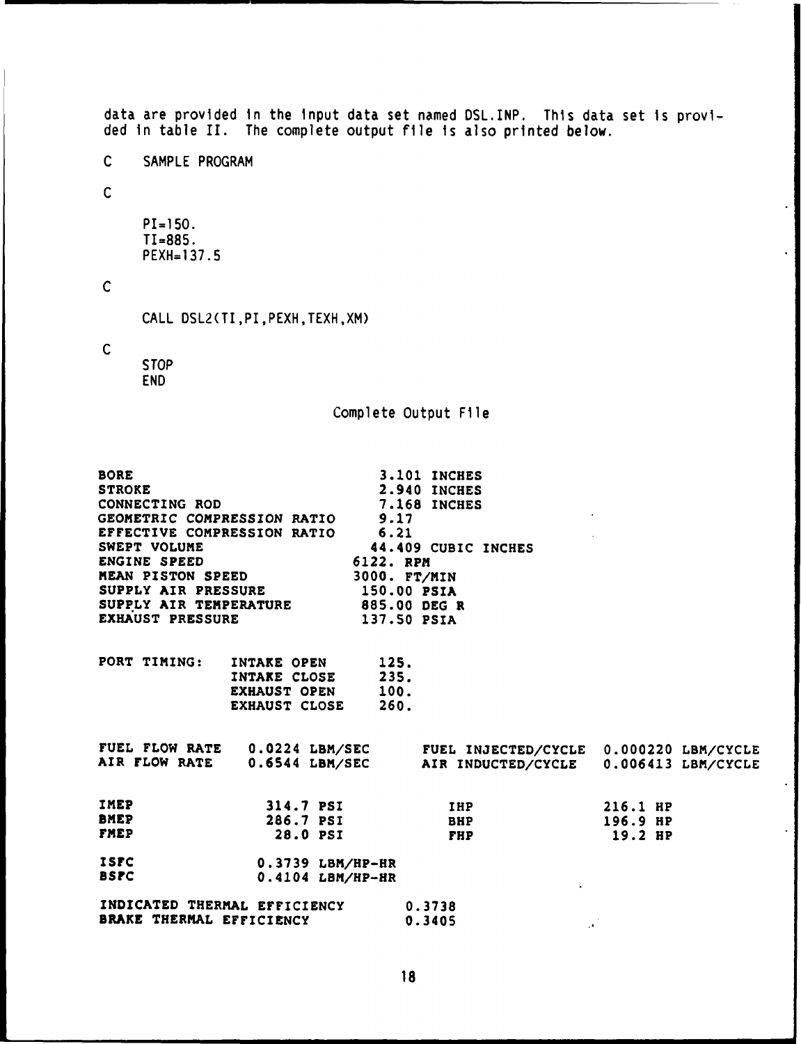data are provided in the input data set named DSL.INP. This data set is provided in table II. The complete output file is also printed below.

```
C     SAMPLE PROGRAM
C
      PI=150.
      TI=885.
      PEXH=137.5
C
      CALL DSL2(TI,PI,PEXH,TEXH,XM)
C
      STOP
      END
```

Complete Output File

```
BORE                              3.101 INCHES
STROKE                            2.940 INCHES
CONNECTING ROD                    7.168 INCHES
GEOMETRIC COMPRESSION RATIO       9.17
EFFECTIVE COMPRESSION RATIO       6.21
SWEPT VOLUME                     44.409 CUBIC INCHES
ENGINE SPEED                   6122. RPM
MEAN PISTON SPEED              3000. FT/MIN
SUPPLY AIR PRESSURE             150.00 PSIA
SUPPLY AIR TEMPERATURE          885.00 DEG R
EXHAUST PRESSURE                137.50 PSIA

PORT TIMING:   INTAKE OPEN      125.
               INTAKE CLOSE     235.
               EXHAUST OPEN     100.
               EXHAUST CLOSE    260.

FUEL FLOW RATE   0.0224 LBM/SEC     FUEL INJECTED/CYCLE   0.000220 LBM/CYCLE
AIR FLOW RATE    0.6544 LBM/SEC     AIR INDUCTED/CYCLE    0.006413 LBM/CYCLE


IMEP               314.7 PSI           IHP                216.1 HP
BMEP               286.7 PSI           BHP                196.9 HP
FMEP                28.0 PSI           FHP                 19.2 HP

ISFC              0.3739 LBM/HP-HR
BSFC              0.4104 LBM/HP-HR

INDICATED THERMAL EFFICIENCY        0.3738
BRAKE THERMAL EFFICIENCY            0.3405
```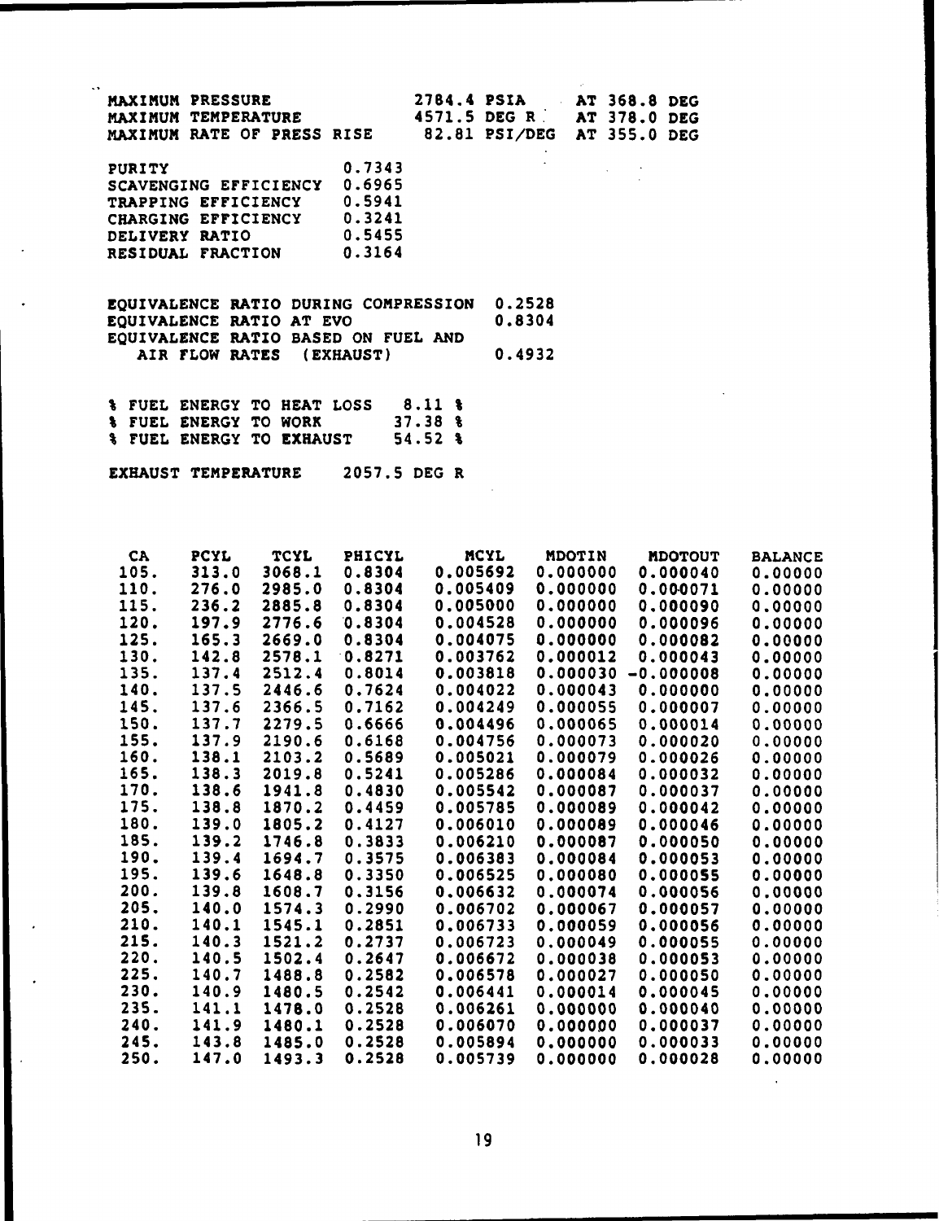| | | | |
|---|---|---|---|
| MAXIMUM PRESSURE | 2784.4 PSIA | AT 368.8 DEG |
| MAXIMUM TEMPERATURE | 4571.5 DEG R | AT 378.0 DEG |
| MAXIMUM RATE OF PRESS RISE | 82.81 PSI/DEG | AT 355.0 DEG |

| | |
|---|---|
| PURITY | 0.7343 |
| SCAVENGING EFFICIENCY | 0.6965 |
| TRAPPING EFFICIENCY | 0.5941 |
| CHARGING EFFICIENCY | 0.3241 |
| DELIVERY RATIO | 0.5455 |
| RESIDUAL FRACTION | 0.3164 |

| | |
|---|---|
| EQUIVALENCE RATIO DURING COMPRESSION | 0.2528 |
| EQUIVALENCE RATIO AT EVO | 0.8304 |
| EQUIVALENCE RATIO BASED ON FUEL AND AIR FLOW RATES (EXHAUST) | 0.4932 |

| | |
|---|---|
| % FUEL ENERGY TO HEAT LOSS | 8.11 % |
| % FUEL ENERGY TO WORK | 37.38 % |
| % FUEL ENERGY TO EXHAUST | 54.52 % |

EXHAUST TEMPERATURE 2057.5 DEG R

| CA | PCYL | TCYL | PHICYL | MCYL | MDOTIN | MDOTOUT | BALANCE |
|---|---|---|---|---|---|---|---|
| 105. | 313.0 | 3068.1 | 0.8304 | 0.005692 | 0.000000 | 0.000040 | 0.00000 |
| 110. | 276.0 | 2985.0 | 0.8304 | 0.005409 | 0.000000 | 0.000071 | 0.00000 |
| 115. | 236.2 | 2885.8 | 0.8304 | 0.005000 | 0.000000 | 0.000090 | 0.00000 |
| 120. | 197.9 | 2776.6 | 0.8304 | 0.004528 | 0.000000 | 0.000096 | 0.00000 |
| 125. | 165.3 | 2669.0 | 0.8304 | 0.004075 | 0.000000 | 0.000082 | 0.00000 |
| 130. | 142.8 | 2578.1 | 0.8271 | 0.003762 | 0.000012 | 0.000043 | 0.00000 |
| 135. | 137.4 | 2512.4 | 0.8014 | 0.003818 | 0.000030 | -0.000008 | 0.00000 |
| 140. | 137.5 | 2446.6 | 0.7624 | 0.004022 | 0.000043 | 0.000000 | 0.00000 |
| 145. | 137.6 | 2366.5 | 0.7162 | 0.004249 | 0.000055 | 0.000007 | 0.00000 |
| 150. | 137.7 | 2279.5 | 0.6666 | 0.004496 | 0.000065 | 0.000014 | 0.00000 |
| 155. | 137.9 | 2190.6 | 0.6168 | 0.004756 | 0.000073 | 0.000020 | 0.00000 |
| 160. | 138.1 | 2103.2 | 0.5689 | 0.005021 | 0.000079 | 0.000026 | 0.00000 |
| 165. | 138.3 | 2019.8 | 0.5241 | 0.005286 | 0.000084 | 0.000032 | 0.00000 |
| 170. | 138.6 | 1941.8 | 0.4830 | 0.005542 | 0.000087 | 0.000037 | 0.00000 |
| 175. | 138.8 | 1870.2 | 0.4459 | 0.005785 | 0.000089 | 0.000042 | 0.00000 |
| 180. | 139.0 | 1805.2 | 0.4127 | 0.006010 | 0.000089 | 0.000046 | 0.00000 |
| 185. | 139.2 | 1746.8 | 0.3833 | 0.006210 | 0.000087 | 0.000050 | 0.00000 |
| 190. | 139.4 | 1694.7 | 0.3575 | 0.006383 | 0.000084 | 0.000053 | 0.00000 |
| 195. | 139.6 | 1648.8 | 0.3350 | 0.006525 | 0.000080 | 0.000055 | 0.00000 |
| 200. | 139.8 | 1608.7 | 0.3156 | 0.006632 | 0.000074 | 0.000056 | 0.00000 |
| 205. | 140.0 | 1574.3 | 0.2990 | 0.006702 | 0.000067 | 0.000057 | 0.00000 |
| 210. | 140.1 | 1545.1 | 0.2851 | 0.006733 | 0.000059 | 0.000056 | 0.00000 |
| 215. | 140.3 | 1521.2 | 0.2737 | 0.006723 | 0.000049 | 0.000055 | 0.00000 |
| 220. | 140.5 | 1502.4 | 0.2647 | 0.006672 | 0.000038 | 0.000053 | 0.00000 |
| 225. | 140.7 | 1488.8 | 0.2582 | 0.006578 | 0.000027 | 0.000050 | 0.00000 |
| 230. | 140.9 | 1480.5 | 0.2542 | 0.006441 | 0.000014 | 0.000045 | 0.00000 |
| 235. | 141.1 | 1478.0 | 0.2528 | 0.006261 | 0.000000 | 0.000040 | 0.00000 |
| 240. | 141.9 | 1480.1 | 0.2528 | 0.006070 | 0.000000 | 0.000037 | 0.00000 |
| 245. | 143.8 | 1485.0 | 0.2528 | 0.005894 | 0.000000 | 0.000033 | 0.00000 |
| 250. | 147.0 | 1493.3 | 0.2528 | 0.005739 | 0.000000 | 0.000028 | 0.00000 |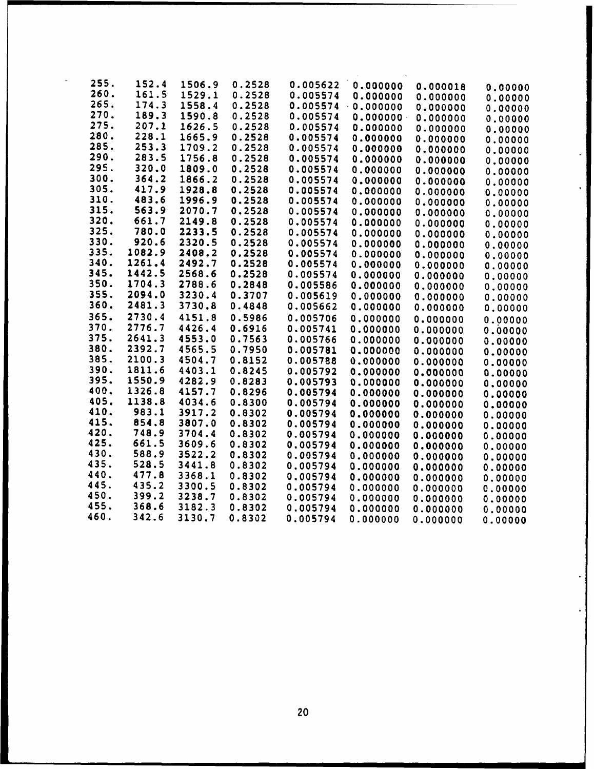| | | | | | | | |
|---|---|---|---|---|---|---|---|
| 255. | 152.4 | 1506.9 | 0.2528 | 0.005622 | 0.000000 | 0.000018 | 0.00000 |
| 260. | 161.5 | 1529.1 | 0.2528 | 0.005574 | 0.000000 | 0.000000 | 0.00000 |
| 265. | 174.3 | 1558.4 | 0.2528 | 0.005574 | 0.000000 | 0.000000 | 0.00000 |
| 270. | 189.3 | 1590.8 | 0.2528 | 0.005574 | 0.000000 | 0.000000 | 0.00000 |
| 275. | 207.1 | 1626.5 | 0.2528 | 0.005574 | 0.000000 | 0.000000 | 0.00000 |
| 280. | 228.1 | 1665.9 | 0.2528 | 0.005574 | 0.000000 | 0.000000 | 0.00000 |
| 285. | 253.3 | 1709.2 | 0.2528 | 0.005574 | 0.000000 | 0.000000 | 0.00000 |
| 290. | 283.5 | 1756.8 | 0.2528 | 0.005574 | 0.000000 | 0.000000 | 0.00000 |
| 295. | 320.0 | 1809.0 | 0.2528 | 0.005574 | 0.000000 | 0.000000 | 0.00000 |
| 300. | 364.2 | 1866.2 | 0.2528 | 0.005574 | 0.000000 | 0.000000 | 0.00000 |
| 305. | 417.9 | 1928.8 | 0.2528 | 0.005574 | 0.000000 | 0.000000 | 0.00000 |
| 310. | 483.6 | 1996.9 | 0.2528 | 0.005574 | 0.000000 | 0.000000 | 0.00000 |
| 315. | 563.9 | 2070.7 | 0.2528 | 0.005574 | 0.000000 | 0.000000 | 0.00000 |
| 320. | 661.7 | 2149.8 | 0.2528 | 0.005574 | 0.000000 | 0.000000 | 0.00000 |
| 325. | 780.0 | 2233.5 | 0.2528 | 0.005574 | 0.000000 | 0.000000 | 0.00000 |
| 330. | 920.6 | 2320.5 | 0.2528 | 0.005574 | 0.000000 | 0.000000 | 0.00000 |
| 335. | 1082.9 | 2408.2 | 0.2528 | 0.005574 | 0.000000 | 0.000000 | 0.00000 |
| 340. | 1261.4 | 2492.7 | 0.2528 | 0.005574 | 0.000000 | 0.000000 | 0.00000 |
| 345. | 1442.5 | 2568.6 | 0.2528 | 0.005574 | 0.000000 | 0.000000 | 0.00000 |
| 350. | 1704.3 | 2788.6 | 0.2848 | 0.005586 | 0.000000 | 0.000000 | 0.00000 |
| 355. | 2094.0 | 3230.4 | 0.3707 | 0.005619 | 0.000000 | 0.000000 | 0.00000 |
| 360. | 2481.3 | 3730.8 | 0.4848 | 0.005662 | 0.000000 | 0.000000 | 0.00000 |
| 365. | 2730.4 | 4151.8 | 0.5986 | 0.005706 | 0.000000 | 0.000000 | 0.00000 |
| 370. | 2776.7 | 4426.4 | 0.6916 | 0.005741 | 0.000000 | 0.000000 | 0.00000 |
| 375. | 2641.3 | 4553.0 | 0.7563 | 0.005766 | 0.000000 | 0.000000 | 0.00000 |
| 380. | 2392.7 | 4565.5 | 0.7950 | 0.005781 | 0.000000 | 0.000000 | 0.00000 |
| 385. | 2100.3 | 4504.7 | 0.8152 | 0.005788 | 0.000000 | 0.000000 | 0.00000 |
| 390. | 1811.6 | 4403.1 | 0.8245 | 0.005792 | 0.000000 | 0.000000 | 0.00000 |
| 395. | 1550.9 | 4282.9 | 0.8283 | 0.005793 | 0.000000 | 0.000000 | 0.00000 |
| 400. | 1326.8 | 4157.7 | 0.8296 | 0.005794 | 0.000000 | 0.000000 | 0.00000 |
| 405. | 1138.8 | 4034.6 | 0.8300 | 0.005794 | 0.000000 | 0.000000 | 0.00000 |
| 410. | 983.1 | 3917.2 | 0.8302 | 0.005794 | 0.000000 | 0.000000 | 0.00000 |
| 415. | 854.8 | 3807.0 | 0.8302 | 0.005794 | 0.000000 | 0.000000 | 0.00000 |
| 420. | 748.9 | 3704.4 | 0.8302 | 0.005794 | 0.000000 | 0.000000 | 0.00000 |
| 425. | 661.5 | 3609.6 | 0.8302 | 0.005794 | 0.000000 | 0.000000 | 0.00000 |
| 430. | 588.9 | 3522.2 | 0.8302 | 0.005794 | 0.000000 | 0.000000 | 0.00000 |
| 435. | 528.5 | 3441.8 | 0.8302 | 0.005794 | 0.000000 | 0.000000 | 0.00000 |
| 440. | 477.8 | 3368.1 | 0.8302 | 0.005794 | 0.000000 | 0.000000 | 0.00000 |
| 445. | 435.2 | 3300.5 | 0.8302 | 0.005794 | 0.000000 | 0.000000 | 0.00000 |
| 450. | 399.2 | 3238.7 | 0.8302 | 0.005794 | 0.000000 | 0.000000 | 0.00000 |
| 455. | 368.6 | 3182.3 | 0.8302 | 0.005794 | 0.000000 | 0.000000 | 0.00000 |
| 460. | 342.6 | 3130.7 | 0.8302 | 0.005794 | 0.000000 | 0.000000 | 0.00000 |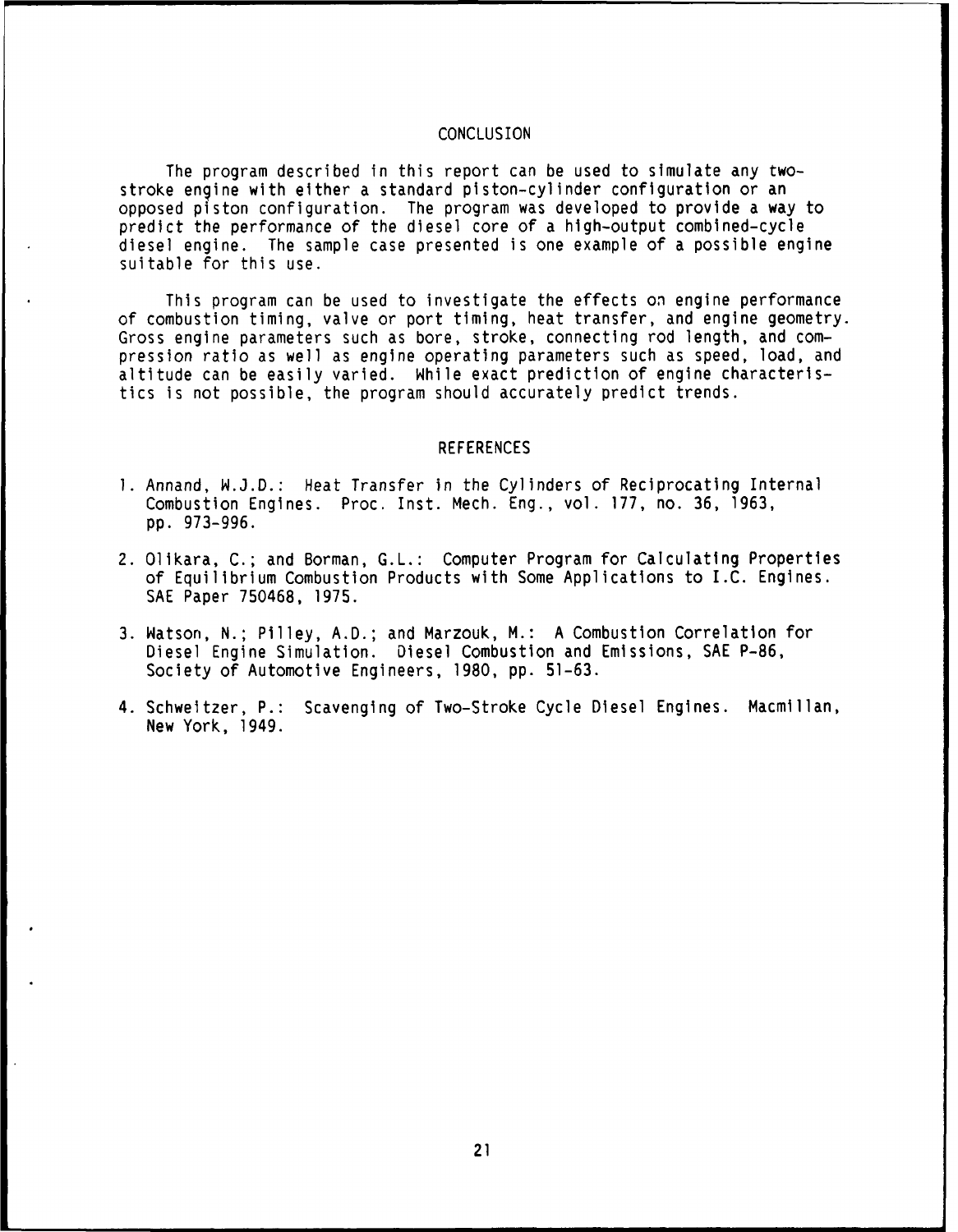# CONCLUSION

The program described in this report can be used to simulate any two-stroke engine with either a standard piston-cylinder configuration or an opposed piston configuration. The program was developed to provide a way to predict the performance of the diesel core of a high-output combined-cycle diesel engine. The sample case presented is one example of a possible engine suitable for this use.

This program can be used to investigate the effects on engine performance of combustion timing, valve or port timing, heat transfer, and engine geometry. Gross engine parameters such as bore, stroke, connecting rod length, and compression ratio as well as engine operating parameters such as speed, load, and altitude can be easily varied. While exact prediction of engine characteristics is not possible, the program should accurately predict trends.

# REFERENCES

1. Annand, W.J.D.: Heat Transfer in the Cylinders of Reciprocating Internal Combustion Engines. Proc. Inst. Mech. Eng., vol. 177, no. 36, 1963, pp. 973-996.

2. Olikara, C.; and Borman, G.L.: Computer Program for Calculating Properties of Equilibrium Combustion Products with Some Applications to I.C. Engines. SAE Paper 750468, 1975.

3. Watson, N.; Pilley, A.D.; and Marzouk, M.: A Combustion Correlation for Diesel Engine Simulation. Diesel Combustion and Emissions, SAE P-86, Society of Automotive Engineers, 1980, pp. 51-63.

4. Schweitzer, P.: Scavenging of Two-Stroke Cycle Diesel Engines. Macmillan, New York, 1949.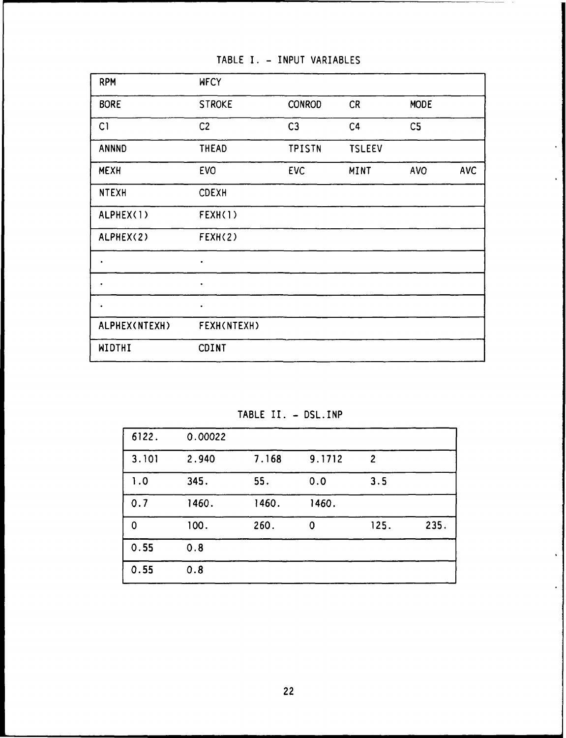TABLE I. - INPUT VARIABLES

| | | | | | |
|---|---|---|---|---|---|
| RPM | WFCY | | | | |
| BORE | STROKE | CONROD | CR | MODE | |
| C1 | C2 | C3 | C4 | C5 | |
| ANNND | THEAD | TPISTN | TSLEEV | | |
| MEXH | EVO | EVC | MINT | AVO | AVC |
| NTEXH | CDEXH | | | | |
| ALPHEX(1) | FEXH(1) | | | | |
| ALPHEX(2) | FEXH(2) | | | | |
| . | . | | | | |
| . | . | | | | |
| . | . | | | | |
| ALPHEX(NTEXH) | FEXH(NTEXH) | | | | |
| WIDTHI | CDINT | | | | |

TABLE II. - DSL.INP

| | | | | | |
|---|---|---|---|---|---|
| 6122. | 0.00022 | | | | |
| 3.101 | 2.940 | 7.168 | 9.1712 | 2 | |
| 1.0 | 345. | 55. | 0.0 | 3.5 | |
| 0.7 | 1460. | 1460. | 1460. | | |
| 0 | 100. | 260. | 0 | 125. | 235. |
| 0.55 | 0.8 | | | | |
| 0.55 | 0.8 | | | | |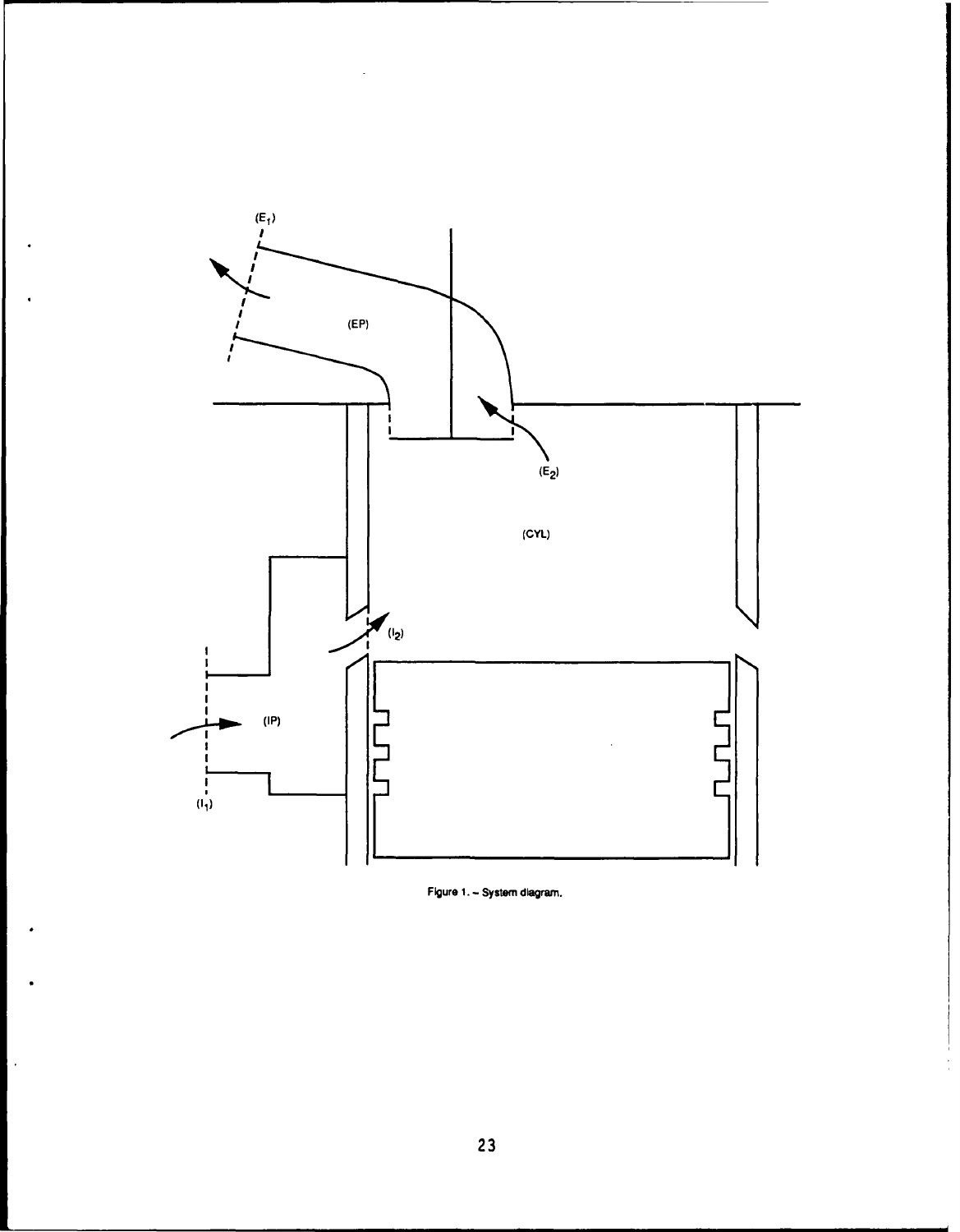Figure 1. – System diagram.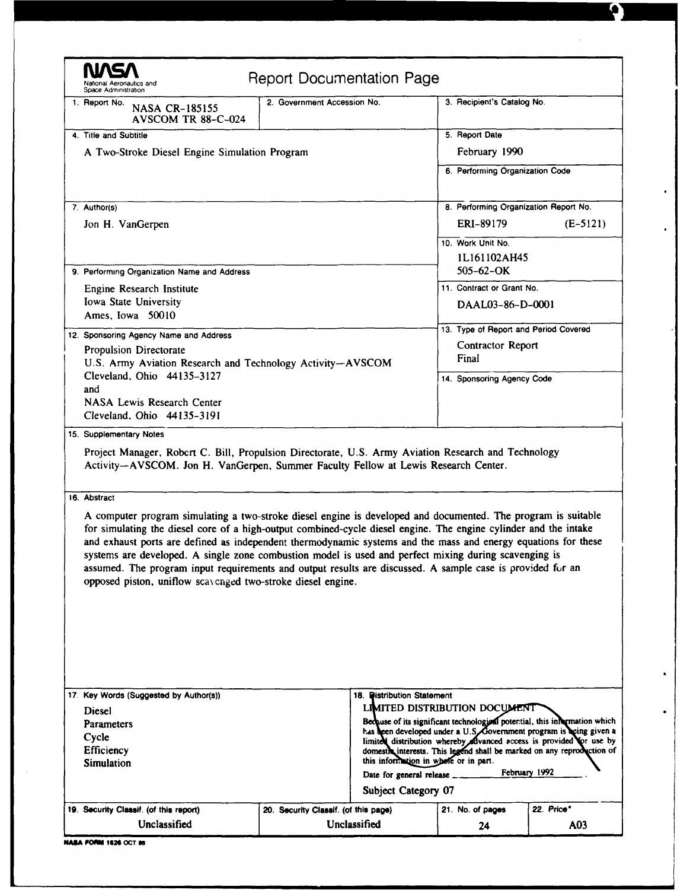**NASA**
National Aeronautics and Space Administration

# Report Documentation Page

| | | |
|---|---|---|
| 1. Report No. NASA CR-185155 AVSCOM TR 88-C-024 | 2. Government Accession No. | 3. Recipient's Catalog No. |
| 4. Title and Subtitle<br>A Two-Stroke Diesel Engine Simulation Program | | 5. Report Date<br>February 1990 |
| | | 6. Performing Organization Code |
| 7. Author(s)<br>Jon H. VanGerpen | | 8. Performing Organization Report No.<br>ERI-89179 (E-5121) |
| | | 10. Work Unit No.<br>1L161102AH45<br>505-62-OK |
| 9. Performing Organization Name and Address<br>Engine Research Institute<br>Iowa State University<br>Ames, Iowa 50010 | | 11. Contract or Grant No.<br>DAAL03-86-D-0001 |
| 12. Sponsoring Agency Name and Address<br>Propulsion Directorate<br>U.S. Army Aviation Research and Technology Activity—AVSCOM<br>Cleveland, Ohio 44135-3127<br>and<br>NASA Lewis Research Center<br>Cleveland, Ohio 44135-3191 | | 13. Type of Report and Period Covered<br>Contractor Report<br>Final |
| | | 14. Sponsoring Agency Code |

15. Supplementary Notes

Project Manager, Robert C. Bill, Propulsion Directorate, U.S. Army Aviation Research and Technology Activity—AVSCOM. Jon H. VanGerpen, Summer Faculty Fellow at Lewis Research Center.

16. Abstract

A computer program simulating a two-stroke diesel engine is developed and documented. The program is suitable for simulating the diesel core of a high-output combined-cycle diesel engine. The engine cylinder and the intake and exhaust ports are defined as independent thermodynamic systems and the mass and energy equations for these systems are developed. A single zone combustion model is used and perfect mixing during scavenging is assumed. The program input requirements and output results are discussed. A sample case is provided for an opposed piston, uniflow scavenged two-stroke diesel engine.

| | | | |
|---|---|---|---|
| 17. Key Words (Suggested by Author(s))<br>Diesel<br>Parameters<br>Cycle<br>Efficiency<br>Simulation | | 18. Distribution Statement<br>LIMITED DISTRIBUTION DOCUMENT<br>Because of its significant technological potential, this information which has been developed under a U.S. Government program is being given a limited distribution whereby advanced access is provided for use by domestic interests. This legend shall be marked on any reproduction of this information in whole or in part.<br>Date for general release February 1992<br>Subject Category 07 | |
| 19. Security Classif. (of this report)<br>Unclassified | 20. Security Classif. (of this page)<br>Unclassified | 21. No. of pages<br>24 | 22. Price*<br>A03 |

NASA FORM 1626 OCT 86